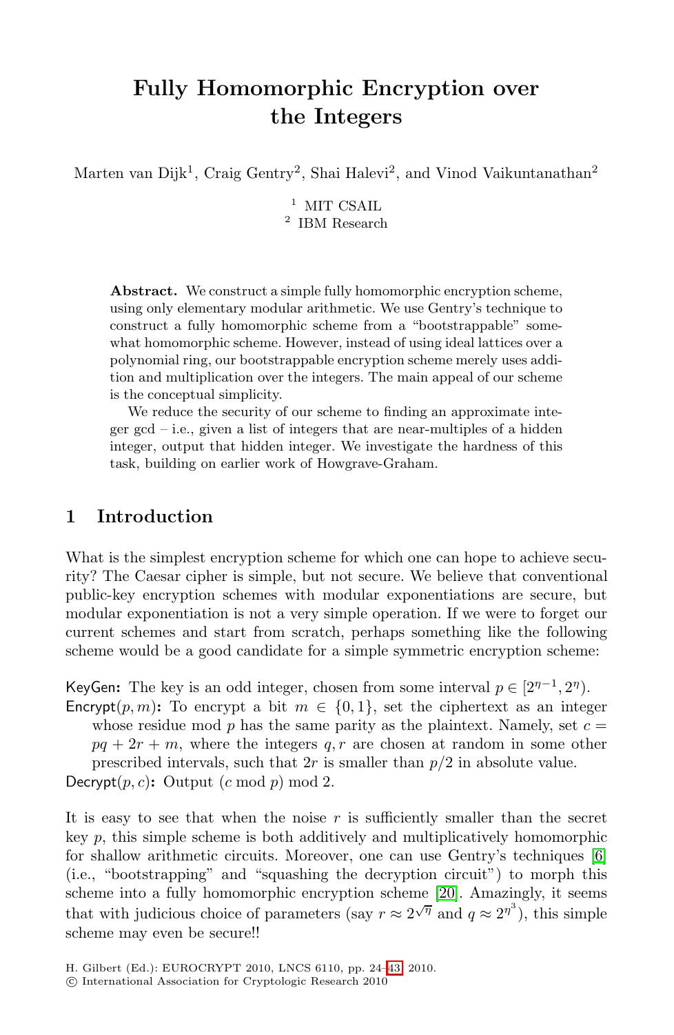# Fully Homomorphic Encryption over the Integers

Marten van Dijk[1], Craig Gentry[2], Shai Halevi[2], and Vinod Vaikuntanathan[2]

[1] MIT CSAIL
[2] IBM Research

**Abstract.** We construct a simple fully homomorphic encryption scheme, using only elementary modular arithmetic. We use Gentry's technique to construct a fully homomorphic scheme from a "bootstrappable" somewhat homomorphic scheme. However, instead of using ideal lattices over a polynomial ring, our bootstrappable encryption scheme merely uses addition and multiplication over the integers. The main appeal of our scheme is the conceptual simplicity.

We reduce the security of our scheme to finding an approximate integer gcd – i.e., given a list of integers that are near-multiples of a hidden integer, output that hidden integer. We investigate the hardness of this task, building on earlier work of Howgrave-Graham.

## 1 Introduction

What is the simplest encryption scheme for which one can hope to achieve security? The Caesar cipher is simple, but not secure. We believe that conventional public-key encryption schemes with modular exponentiations are secure, but modular exponentiation is not a very simple operation. If we were to forget our current schemes and start from scratch, perhaps something like the following scheme would be a good candidate for a simple symmetric encryption scheme:

KeyGen**:** The key is an odd integer, chosen from some interval $p \in [2^{\eta-1}, 2^{\eta})$.

Encrypt$(p, m)$**:** To encrypt a bit $m \in \{0, 1\}$, set the ciphertext as an integer whose residue mod $p$ has the same parity as the plaintext. Namely, set $c = pq + 2r + m$, where the integers $q, r$ are chosen at random in some other prescribed intervals, such that $2r$ is smaller than $p/2$ in absolute value.

Decrypt$(p, c)$**:** Output $(c \bmod p) \bmod 2$.

It is easy to see that when the noise $r$ is sufficiently smaller than the secret key $p$, this simple scheme is both additively and multiplicatively homomorphic for shallow arithmetic circuits. Moreover, one can use Gentry's techniques [6] (i.e., "bootstrapping" and "squashing the decryption circuit") to morph this scheme into a fully homomorphic encryption scheme [20]. Amazingly, it seems that with judicious choice of parameters (say $r \approx 2^{\sqrt{\eta}}$ and $q \approx 2^{\eta^3}$), this simple scheme may even be secure!!

H. Gilbert (Ed.): EUROCRYPT 2010, LNCS 6110, pp. 24–43, 2010.
© International Association for Cryptologic Research 2010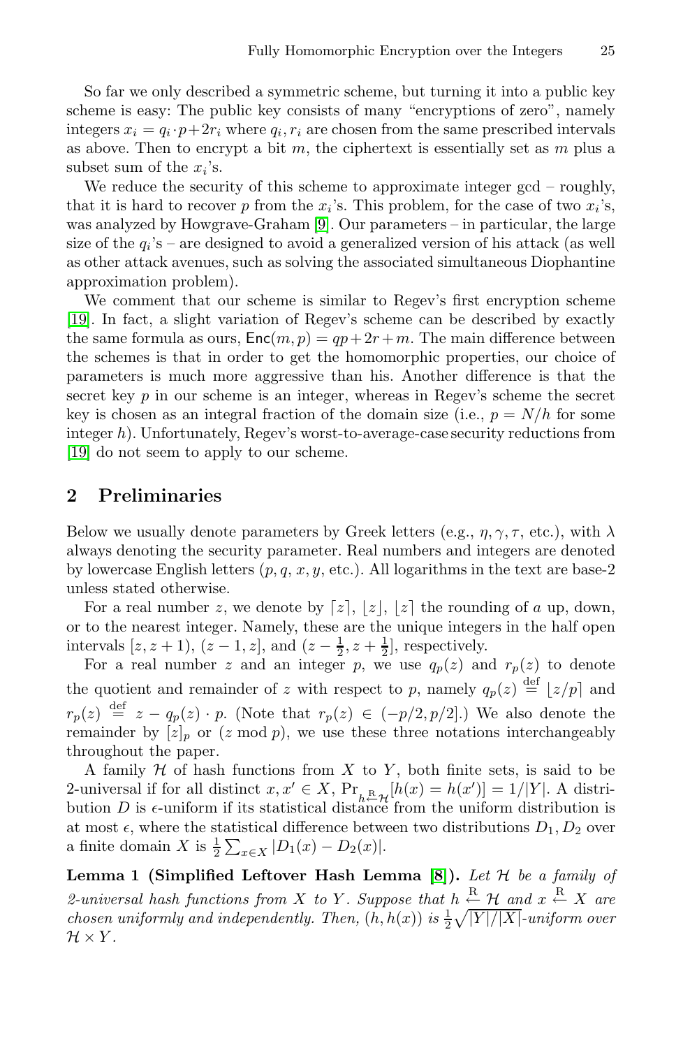So far we only described a symmetric scheme, but turning it into a public key scheme is easy: The public key consists of many "encryptions of zero", namely integers $x_i = q_i \cdot p + 2r_i$ where $q_i, r_i$ are chosen from the same prescribed intervals as above. Then to encrypt a bit $m$, the ciphertext is essentially set as $m$ plus a subset sum of the $x_i$'s.

We reduce the security of this scheme to approximate integer gcd – roughly, that it is hard to recover $p$ from the $x_i$'s. This problem, for the case of two $x_i$'s, was analyzed by Howgrave-Graham [9]. Our parameters – in particular, the large size of the $q_i$'s – are designed to avoid a generalized version of his attack (as well as other attack avenues, such as solving the associated simultaneous Diophantine approximation problem).

We comment that our scheme is similar to Regev's first encryption scheme [19]. In fact, a slight variation of Regev's scheme can be described by exactly the same formula as ours, $\mathsf{Enc}(m, p) = qp + 2r + m$. The main difference between the schemes is that in order to get the homomorphic properties, our choice of parameters is much more aggressive than his. Another difference is that the secret key $p$ in our scheme is an integer, whereas in Regev's scheme the secret key is chosen as an integral fraction of the domain size (i.e., $p = N/h$ for some integer $h$). Unfortunately, Regev's worst-to-average-case security reductions from [19] do not seem to apply to our scheme.

## 2 Preliminaries

Below we usually denote parameters by Greek letters (e.g., $\eta, \gamma, \tau$, etc.), with $\lambda$ always denoting the security parameter. Real numbers and integers are denoted by lowercase English letters ($p, q, x, y$, etc.). All logarithms in the text are base-2 unless stated otherwise.

For a real number $z$, we denote by $\lceil z \rceil$, $\lfloor z \rfloor$, $\lfloor z \rceil$ the rounding of $a$ up, down, or to the nearest integer. Namely, these are the unique integers in the half open intervals $[z, z+1)$, $(z-1, z]$, and $(z - \frac{1}{2}, z + \frac{1}{2}]$, respectively.

For a real number $z$ and an integer $p$, we use $q_p(z)$ and $r_p(z)$ to denote the quotient and remainder of $z$ with respect to $p$, namely $q_p(z) \stackrel{\text{def}}{=} \lfloor z/p \rceil$ and $r_p(z) \stackrel{\text{def}}{=} z - q_p(z) \cdot p$. (Note that $r_p(z) \in (-p/2, p/2]$.) We also denote the remainder by $[z]_p$ or ($z \bmod p$), we use these three notations interchangeably throughout the paper.

A family $\mathcal{H}$ of hash functions from $X$ to $Y$, both finite sets, is said to be 2-universal if for all distinct $x, x' \in X$, $\Pr_{h \stackrel{\text{R}}{\leftarrow} \mathcal{H}}[h(x) = h(x')] = 1/|Y|$. A distribution $D$ is $\epsilon$-uniform if its statistical distance from the uniform distribution is at most $\epsilon$, where the statistical difference between two distributions $D_1, D_2$ over a finite domain $X$ is $\frac{1}{2} \sum_{x \in X} |D_1(x) - D_2(x)|$.

**Lemma 1 (Simplified Leftover Hash Lemma [8]).** *Let $\mathcal{H}$ be a family of 2-universal hash functions from $X$ to $Y$. Suppose that $h \stackrel{\text{R}}{\leftarrow} \mathcal{H}$ and $x \stackrel{\text{R}}{\leftarrow} X$ are chosen uniformly and independently. Then, $(h, h(x))$ is $\frac{1}{2}\sqrt{|Y|/|X|}$-uniform over $\mathcal{H} \times Y$.*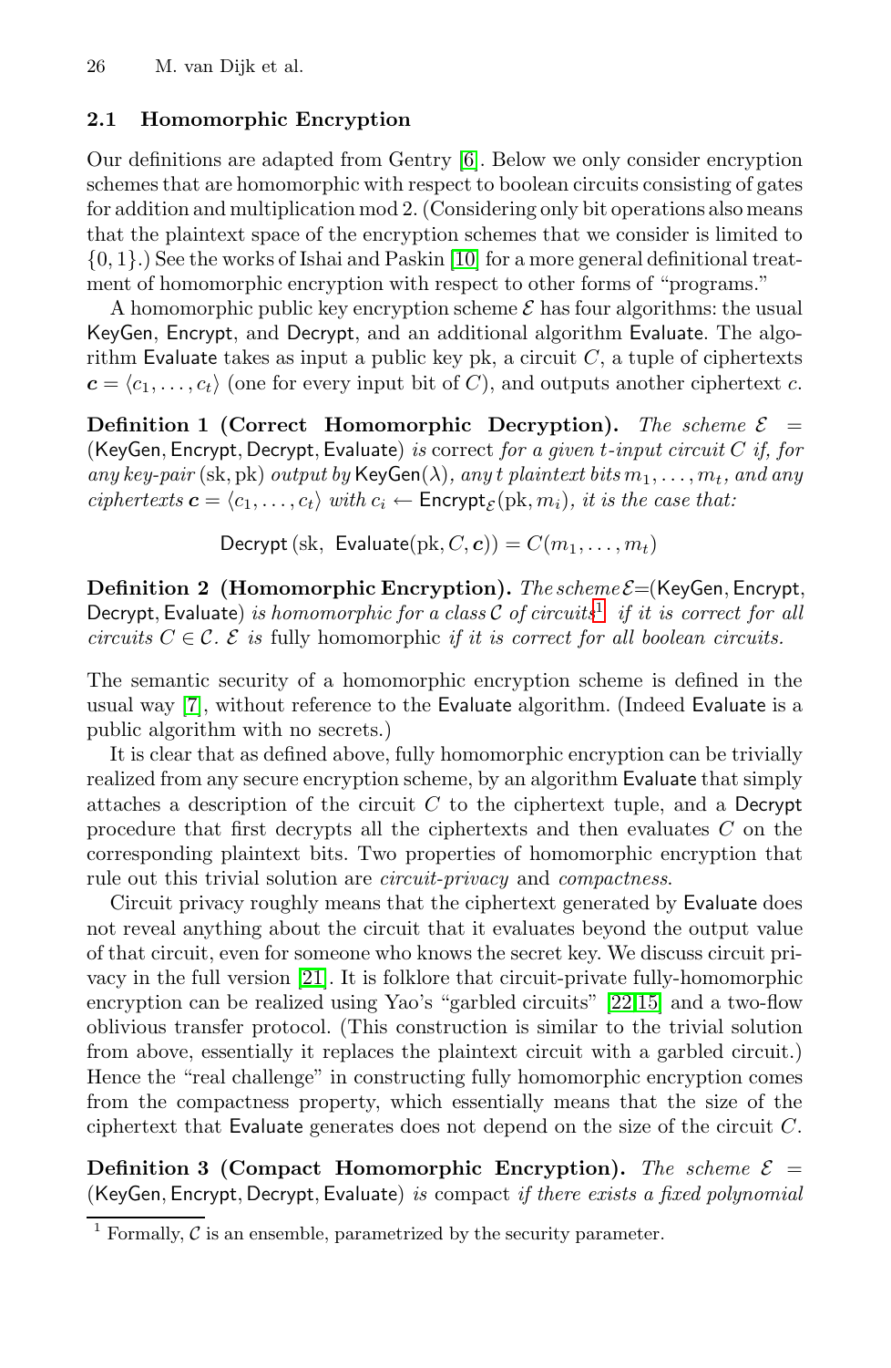### 2.1 Homomorphic Encryption

Our definitions are adapted from Gentry [6]. Below we only consider encryption schemes that are homomorphic with respect to boolean circuits consisting of gates for addition and multiplication mod 2. (Considering only bit operations also means that the plaintext space of the encryption schemes that we consider is limited to $\{0, 1\}$.) See the works of Ishai and Paskin [10] for a more general definitional treatment of homomorphic encryption with respect to other forms of "programs."

A homomorphic public key encryption scheme $\mathcal{E}$ has four algorithms: the usual $\mathsf{KeyGen}$, $\mathsf{Encrypt}$, and $\mathsf{Decrypt}$, and an additional algorithm $\mathsf{Evaluate}$. The algorithm $\mathsf{Evaluate}$ takes as input a public key pk, a circuit $C$, a tuple of ciphertexts $\boldsymbol{c} = \langle c_1, \ldots, c_t \rangle$ (one for every input bit of $C$), and outputs another ciphertext $c$.

**Definition 1 (Correct Homomorphic Decryption).** *The scheme* $\mathcal{E} = (\mathsf{KeyGen}, \mathsf{Encrypt}, \mathsf{Decrypt}, \mathsf{Evaluate})$ *is* correct *for a given $t$-input circuit $C$ if, for any key-pair* $(\mathrm{sk}, \mathrm{pk})$ *output by* $\mathsf{KeyGen}(\lambda)$*, any $t$ plaintext bits $m_1, \ldots, m_t$, and any ciphertexts* $\boldsymbol{c} = \langle c_1, \ldots, c_t \rangle$ *with* $c_i \leftarrow \mathsf{Encrypt}_{\mathcal{E}}(\mathrm{pk}, m_i)$*, it is the case that:*

$$\mathsf{Decrypt}\,(\mathrm{sk},\ \mathsf{Evaluate}(\mathrm{pk}, C, \boldsymbol{c})) = C(m_1, \ldots, m_t)$$

**Definition 2 (Homomorphic Encryption).** *The scheme* $\mathcal{E} = (\mathsf{KeyGen}, \mathsf{Encrypt}, \mathsf{Decrypt}, \mathsf{Evaluate})$ *is homomorphic for a class $\mathcal{C}$ of circuits*[1] *if it is correct for all circuits $C \in \mathcal{C}$. $\mathcal{E}$ is* fully homomorphic *if it is correct for all boolean circuits.*

The semantic security of a homomorphic encryption scheme is defined in the usual way [7], without reference to the $\mathsf{Evaluate}$ algorithm. (Indeed $\mathsf{Evaluate}$ is a public algorithm with no secrets.)

It is clear that as defined above, fully homomorphic encryption can be trivially realized from any secure encryption scheme, by an algorithm $\mathsf{Evaluate}$ that simply attaches a description of the circuit $C$ to the ciphertext tuple, and a $\mathsf{Decrypt}$ procedure that first decrypts all the ciphertexts and then evaluates $C$ on the corresponding plaintext bits. Two properties of homomorphic encryption that rule out this trivial solution are *circuit-privacy* and *compactness*.

Circuit privacy roughly means that the ciphertext generated by $\mathsf{Evaluate}$ does not reveal anything about the circuit that it evaluates beyond the output value of that circuit, even for someone who knows the secret key. We discuss circuit privacy in the full version [21]. It is folklore that circuit-private fully-homomorphic encryption can be realized using Yao's "garbled circuits" [22,15] and a two-flow oblivious transfer protocol. (This construction is similar to the trivial solution from above, essentially it replaces the plaintext circuit with a garbled circuit.) Hence the "real challenge" in constructing fully homomorphic encryption comes from the compactness property, which essentially means that the size of the ciphertext that $\mathsf{Evaluate}$ generates does not depend on the size of the circuit $C$.

**Definition 3 (Compact Homomorphic Encryption).** *The scheme* $\mathcal{E} = (\mathsf{KeyGen}, \mathsf{Encrypt}, \mathsf{Decrypt}, \mathsf{Evaluate})$ *is* compact *if there exists a fixed polynomial*

[1] Formally, $\mathcal{C}$ is an ensemble, parametrized by the security parameter.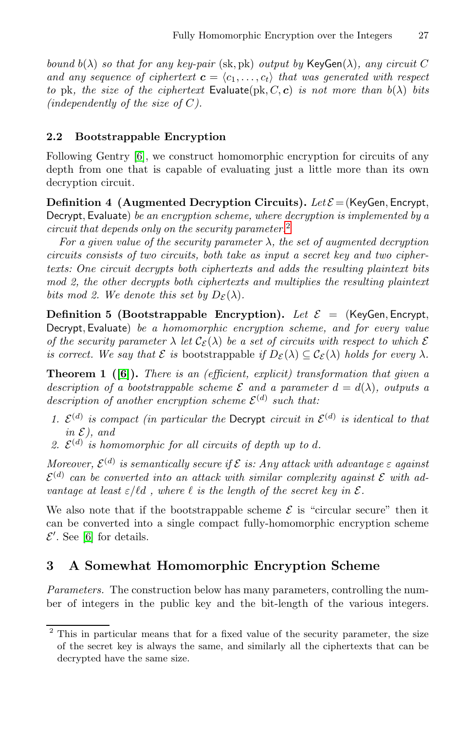*bound $b(\lambda)$ so that for any key-pair $(\text{sk}, \text{pk})$ output by $\mathsf{KeyGen}(\lambda)$, any circuit $C$ and any sequence of ciphertext $\boldsymbol{c} = \langle c_1, \ldots, c_t \rangle$ that was generated with respect to pk, the size of the ciphertext $\mathsf{Evaluate}(\text{pk}, C, \boldsymbol{c})$ is not more than $b(\lambda)$ bits (independently of the size of $C$).*

### 2.2 Bootstrappable Encryption

Following Gentry [6], we construct homomorphic encryption for circuits of any depth from one that is capable of evaluating just a little more than its own decryption circuit.

**Definition 4 (Augmented Decryption Circuits).** *Let $\mathcal{E} = (\mathsf{KeyGen}, \mathsf{Encrypt}, \mathsf{Decrypt}, \mathsf{Evaluate})$ be an encryption scheme, where decryption is implemented by a circuit that depends only on the security parameter.*[2]

*For a given value of the security parameter $\lambda$, the set of augmented decryption circuits consists of two circuits, both take as input a secret key and two ciphertexts: One circuit decrypts both ciphertexts and adds the resulting plaintext bits mod 2, the other decrypts both ciphertexts and multiplies the resulting plaintext bits mod 2. We denote this set by $D_{\mathcal{E}}(\lambda)$.*

**Definition 5 (Bootstrappable Encryption).** *Let $\mathcal{E} = (\mathsf{KeyGen}, \mathsf{Encrypt}, \mathsf{Decrypt}, \mathsf{Evaluate})$ be a homomorphic encryption scheme, and for every value of the security parameter $\lambda$ let $\mathcal{C}_{\mathcal{E}}(\lambda)$ be a set of circuits with respect to which $\mathcal{E}$ is correct. We say that $\mathcal{E}$ is* bootstrappable *if $D_{\mathcal{E}}(\lambda) \subseteq \mathcal{C}_{\mathcal{E}}(\lambda)$ holds for every $\lambda$.*

**Theorem 1 ([6]).** *There is an (efficient, explicit) transformation that given a description of a bootstrappable scheme $\mathcal{E}$ and a parameter $d = d(\lambda)$, outputs a description of another encryption scheme $\mathcal{E}^{(d)}$ such that:*

1. *$\mathcal{E}^{(d)}$ is compact (in particular the $\mathsf{Decrypt}$ circuit in $\mathcal{E}^{(d)}$ is identical to that in $\mathcal{E}$), and*
2. *$\mathcal{E}^{(d)}$ is homomorphic for all circuits of depth up to $d$.*

*Moreover, $\mathcal{E}^{(d)}$ is semantically secure if $\mathcal{E}$ is: Any attack with advantage $\varepsilon$ against $\mathcal{E}^{(d)}$ can be converted into an attack with similar complexity against $\mathcal{E}$ with advantage at least $\varepsilon/\ell d$ , where $\ell$ is the length of the secret key in $\mathcal{E}$.*

We also note that if the bootstrappable scheme $\mathcal{E}$ is "circular secure" then it can be converted into a single compact fully-homomorphic encryption scheme $\mathcal{E}'$. See [6] for details.

## 3 A Somewhat Homomorphic Encryption Scheme

*Parameters.* The construction below has many parameters, controlling the number of integers in the public key and the bit-length of the various integers.

---

[2] This in particular means that for a fixed value of the security parameter, the size of the secret key is always the same, and similarly all the ciphertexts that can be decrypted have the same size.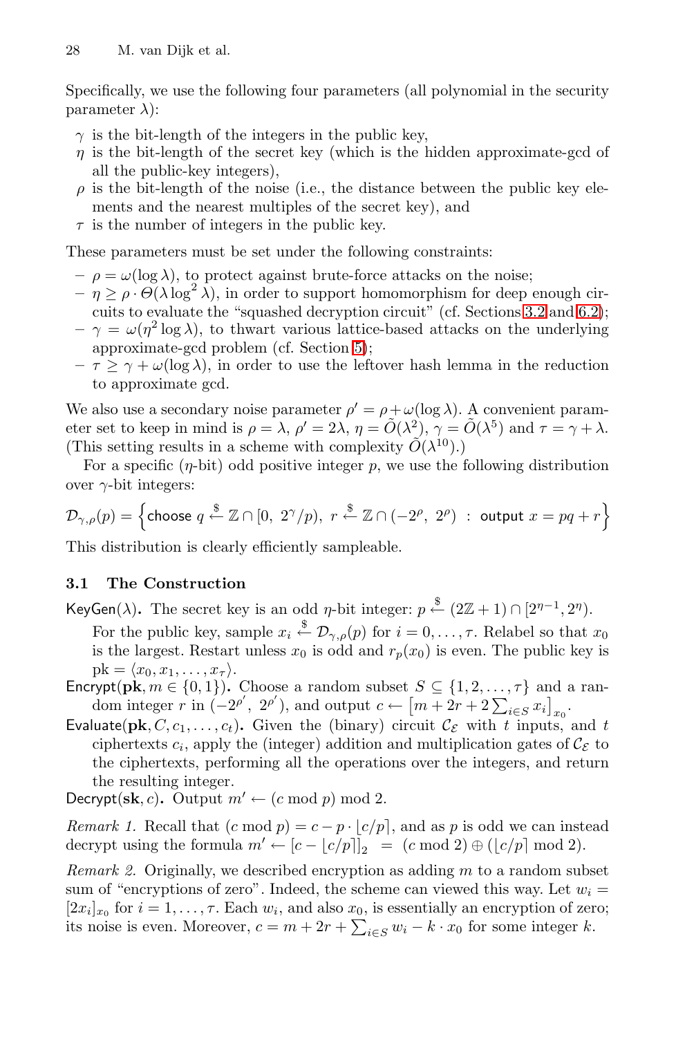Specifically, we use the following four parameters (all polynomial in the security parameter $\lambda$):

- $\gamma$ is the bit-length of the integers in the public key,
- $\eta$ is the bit-length of the secret key (which is the hidden approximate-gcd of all the public-key integers),
- $\rho$ is the bit-length of the noise (i.e., the distance between the public key elements and the nearest multiples of the secret key), and
- $\tau$ is the number of integers in the public key.

These parameters must be set under the following constraints:

- $\rho = \omega(\log \lambda)$, to protect against brute-force attacks on the noise;
- $\eta \geq \rho \cdot \Theta(\lambda \log^2 \lambda)$, in order to support homomorphism for deep enough circuits to evaluate the "squashed decryption circuit" (cf. Sections 3.2 and 6.2);
- $\gamma = \omega(\eta^2 \log \lambda)$, to thwart various lattice-based attacks on the underlying approximate-gcd problem (cf. Section 5);
- $\tau \geq \gamma + \omega(\log \lambda)$, in order to use the leftover hash lemma in the reduction to approximate gcd.

We also use a secondary noise parameter $\rho' = \rho + \omega(\log \lambda)$. A convenient parameter set to keep in mind is $\rho = \lambda$, $\rho' = 2\lambda$, $\eta = \tilde{O}(\lambda^2)$, $\gamma = \tilde{O}(\lambda^5)$ and $\tau = \gamma + \lambda$. (This setting results in a scheme with complexity $\tilde{O}(\lambda^{10})$.)

For a specific ($\eta$-bit) odd positive integer $p$, we use the following distribution over $\gamma$-bit integers:

$$\mathcal{D}_{\gamma,\rho}(p) = \left\{ \text{choose } q \xleftarrow{\$} \mathbb{Z} \cap [0,\ 2^\gamma/p),\ r \xleftarrow{\$} \mathbb{Z} \cap (-2^\rho,\ 2^\rho)\ :\ \text{output } x = pq + r \right\}$$

This distribution is clearly efficiently sampleable.

### 3.1 The Construction

$\mathsf{KeyGen}(\lambda)$**.** The secret key is an odd $\eta$-bit integer: $p \xleftarrow{\$} (2\mathbb{Z}+1) \cap [2^{\eta-1}, 2^\eta)$. For the public key, sample $x_i \xleftarrow{\$} \mathcal{D}_{\gamma,\rho}(p)$ for $i = 0, \ldots, \tau$. Relabel so that $x_0$ is the largest. Restart unless $x_0$ is odd and $r_p(x_0)$ is even. The public key is $\mathrm{pk} = \langle x_0, x_1, \ldots, x_\tau \rangle$.

$\mathsf{Encrypt}(\mathbf{pk}, m \in \{0,1\})$**.** Choose a random subset $S \subseteq \{1, 2, \ldots, \tau\}$ and a random integer $r$ in $(-2^{\rho'},\ 2^{\rho'})$, and output $c \leftarrow \left[m + 2r + 2\sum_{i \in S} x_i\right]_{x_0}$.

$\mathsf{Evaluate}(\mathbf{pk}, C, c_1, \ldots, c_t)$**.** Given the (binary) circuit $\mathcal{C}_\mathcal{E}$ with $t$ inputs, and $t$ ciphertexts $c_i$, apply the (integer) addition and multiplication gates of $\mathcal{C}_\mathcal{E}$ to the ciphertexts, performing all the operations over the integers, and return the resulting integer.

$\mathsf{Decrypt}(\mathbf{sk}, c)$**.** Output $m' \leftarrow (c \bmod p) \bmod 2$.

*Remark 1.* Recall that $(c \bmod p) = c - p \cdot \lfloor c/p \rceil$, and as $p$ is odd we can instead decrypt using the formula $m' \leftarrow [c - \lfloor c/p \rceil]_2 = (c \bmod 2) \oplus (\lfloor c/p \rceil \bmod 2)$.

*Remark 2.* Originally, we described encryption as adding $m$ to a random subset sum of "encryptions of zero". Indeed, the scheme can viewed this way. Let $w_i = [2x_i]_{x_0}$ for $i = 1, \ldots, \tau$. Each $w_i$, and also $x_0$, is essentially an encryption of zero; its noise is even. Moreover, $c = m + 2r + \sum_{i \in S} w_i - k \cdot x_0$ for some integer $k$.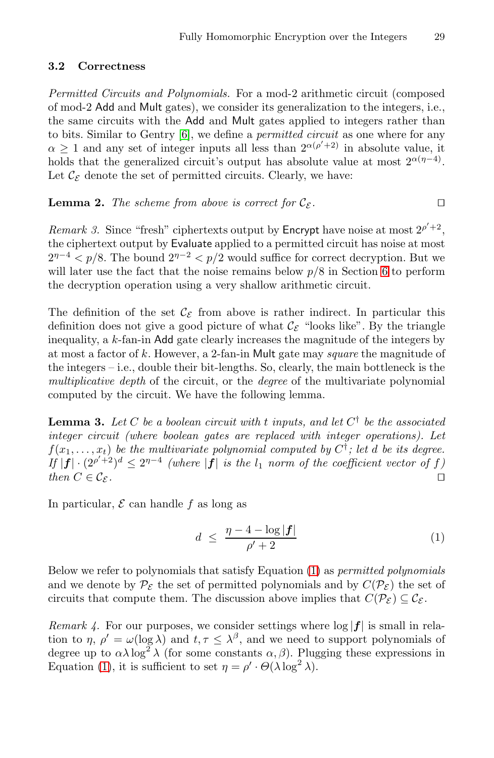### 3.2 Correctness

*Permitted Circuits and Polynomials.* For a mod-2 arithmetic circuit (composed of mod-2 Add and Mult gates), we consider its generalization to the integers, i.e., the same circuits with the Add and Mult gates applied to integers rather than to bits. Similar to Gentry [6], we define a *permitted circuit* as one where for any $\alpha \geq 1$ and any set of integer inputs all less than $2^{\alpha(\rho'+2)}$ in absolute value, it holds that the generalized circuit's output has absolute value at most $2^{\alpha(\eta-4)}$. Let $\mathcal{C}_{\mathcal{E}}$ denote the set of permitted circuits. Clearly, we have:

**Lemma 2.** *The scheme from above is correct for $\mathcal{C}_{\mathcal{E}}$.* □

*Remark 3.* Since "fresh" ciphertexts output by Encrypt have noise at most $2^{\rho'+2}$, the ciphertext output by Evaluate applied to a permitted circuit has noise at most $2^{\eta-4} < p/8$. The bound $2^{\eta-2} < p/2$ would suffice for correct decryption. But we will later use the fact that the noise remains below $p/8$ in Section 6 to perform the decryption operation using a very shallow arithmetic circuit.

The definition of the set $\mathcal{C}_{\mathcal{E}}$ from above is rather indirect. In particular this definition does not give a good picture of what $\mathcal{C}_{\mathcal{E}}$ "looks like". By the triangle inequality, a $k$-fan-in Add gate clearly increases the magnitude of the integers by at most a factor of $k$. However, a 2-fan-in Mult gate may *square* the magnitude of the integers – i.e., double their bit-lengths. So, clearly, the main bottleneck is the *multiplicative depth* of the circuit, or the *degree* of the multivariate polynomial computed by the circuit. We have the following lemma.

**Lemma 3.** *Let $C$ be a boolean circuit with $t$ inputs, and let $C^\dagger$ be the associated integer circuit (where boolean gates are replaced with integer operations). Let $f(x_1, \ldots, x_t)$ be the multivariate polynomial computed by $C^\dagger$; let $d$ be its degree. If $|\boldsymbol{f}| \cdot (2^{\rho'+2})^d \leq 2^{\eta-4}$ (where $|\boldsymbol{f}|$ is the $l_1$ norm of the coefficient vector of $f$) then $C \in \mathcal{C}_{\mathcal{E}}$.* □

In particular, $\mathcal{E}$ can handle $f$ as long as

$$d \;\leq\; \frac{\eta - 4 - \log|\boldsymbol{f}|}{\rho' + 2} \tag{1}$$

Below we refer to polynomials that satisfy Equation (1) as *permitted polynomials* and we denote by $\mathcal{P}_{\mathcal{E}}$ the set of permitted polynomials and by $C(\mathcal{P}_{\mathcal{E}})$ the set of circuits that compute them. The discussion above implies that $C(\mathcal{P}_{\mathcal{E}}) \subseteq \mathcal{C}_{\mathcal{E}}$.

*Remark 4.* For our purposes, we consider settings where $\log|\boldsymbol{f}|$ is small in relation to $\eta$, $\rho' = \omega(\log \lambda)$ and $t, \tau \leq \lambda^\beta$, and we need to support polynomials of degree up to $\alpha\lambda \log^2 \lambda$ (for some constants $\alpha, \beta$). Plugging these expressions in Equation (1), it is sufficient to set $\eta = \rho' \cdot \Theta(\lambda \log^2 \lambda)$.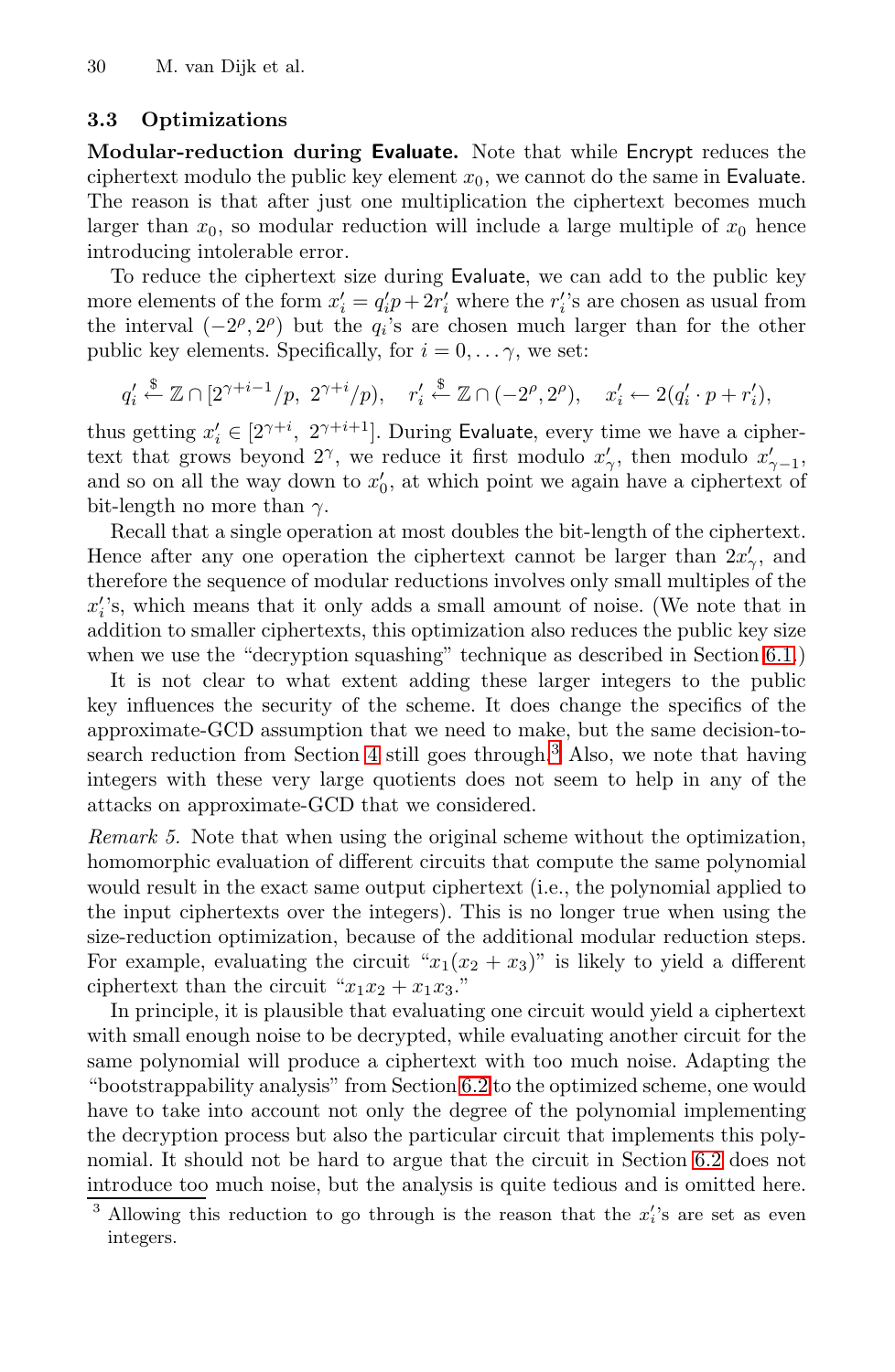### 3.3 Optimizations

**Modular-reduction during Evaluate.** Note that while Encrypt reduces the ciphertext modulo the public key element $x_0$, we cannot do the same in Evaluate. The reason is that after just one multiplication the ciphertext becomes much larger than $x_0$, so modular reduction will include a large multiple of $x_0$ hence introducing intolerable error.

To reduce the ciphertext size during Evaluate, we can add to the public key more elements of the form $x'_i = q'_i p + 2r'_i$ where the $r'_i$'s are chosen as usual from the interval $(-2^\rho, 2^\rho)$ but the $q_i$'s are chosen much larger than for the other public key elements. Specifically, for $i = 0, \dots \gamma$, we set:

$$q'_i \xleftarrow{\$} \mathbb{Z} \cap [2^{\gamma+i-1}/p,\ 2^{\gamma+i}/p), \quad r'_i \xleftarrow{\$} \mathbb{Z} \cap (-2^\rho, 2^\rho), \quad x'_i \leftarrow 2(q'_i \cdot p + r'_i),$$

thus getting $x'_i \in [2^{\gamma+i},\ 2^{\gamma+i+1}]$. During Evaluate, every time we have a ciphertext that grows beyond $2^\gamma$, we reduce it first modulo $x'_\gamma$, then modulo $x'_{\gamma-1}$, and so on all the way down to $x'_0$, at which point we again have a ciphertext of bit-length no more than $\gamma$.

Recall that a single operation at most doubles the bit-length of the ciphertext. Hence after any one operation the ciphertext cannot be larger than $2x'_\gamma$, and therefore the sequence of modular reductions involves only small multiples of the $x'_i$'s, which means that it only adds a small amount of noise. (We note that in addition to smaller ciphertexts, this optimization also reduces the public key size when we use the "decryption squashing" technique as described in Section 6.1.)

It is not clear to what extent adding these larger integers to the public key influences the security of the scheme. It does change the specifics of the approximate-GCD assumption that we need to make, but the same decision-to-search reduction from Section 4 still goes through.[3] Also, we note that having integers with these very large quotients does not seem to help in any of the attacks on approximate-GCD that we considered.

*Remark 5.* Note that when using the original scheme without the optimization, homomorphic evaluation of different circuits that compute the same polynomial would result in the exact same output ciphertext (i.e., the polynomial applied to the input ciphertexts over the integers). This is no longer true when using the size-reduction optimization, because of the additional modular reduction steps. For example, evaluating the circuit "$x_1(x_2 + x_3)$" is likely to yield a different ciphertext than the circuit "$x_1 x_2 + x_1 x_3$."

In principle, it is plausible that evaluating one circuit would yield a ciphertext with small enough noise to be decrypted, while evaluating another circuit for the same polynomial will produce a ciphertext with too much noise. Adapting the "bootstrappability analysis" from Section 6.2 to the optimized scheme, one would have to take into account not only the degree of the polynomial implementing the decryption process but also the particular circuit that implements this polynomial. It should not be hard to argue that the circuit in Section 6.2 does not introduce too much noise, but the analysis is quite tedious and is omitted here.

[3] Allowing this reduction to go through is the reason that the $x'_i$'s are set as even integers.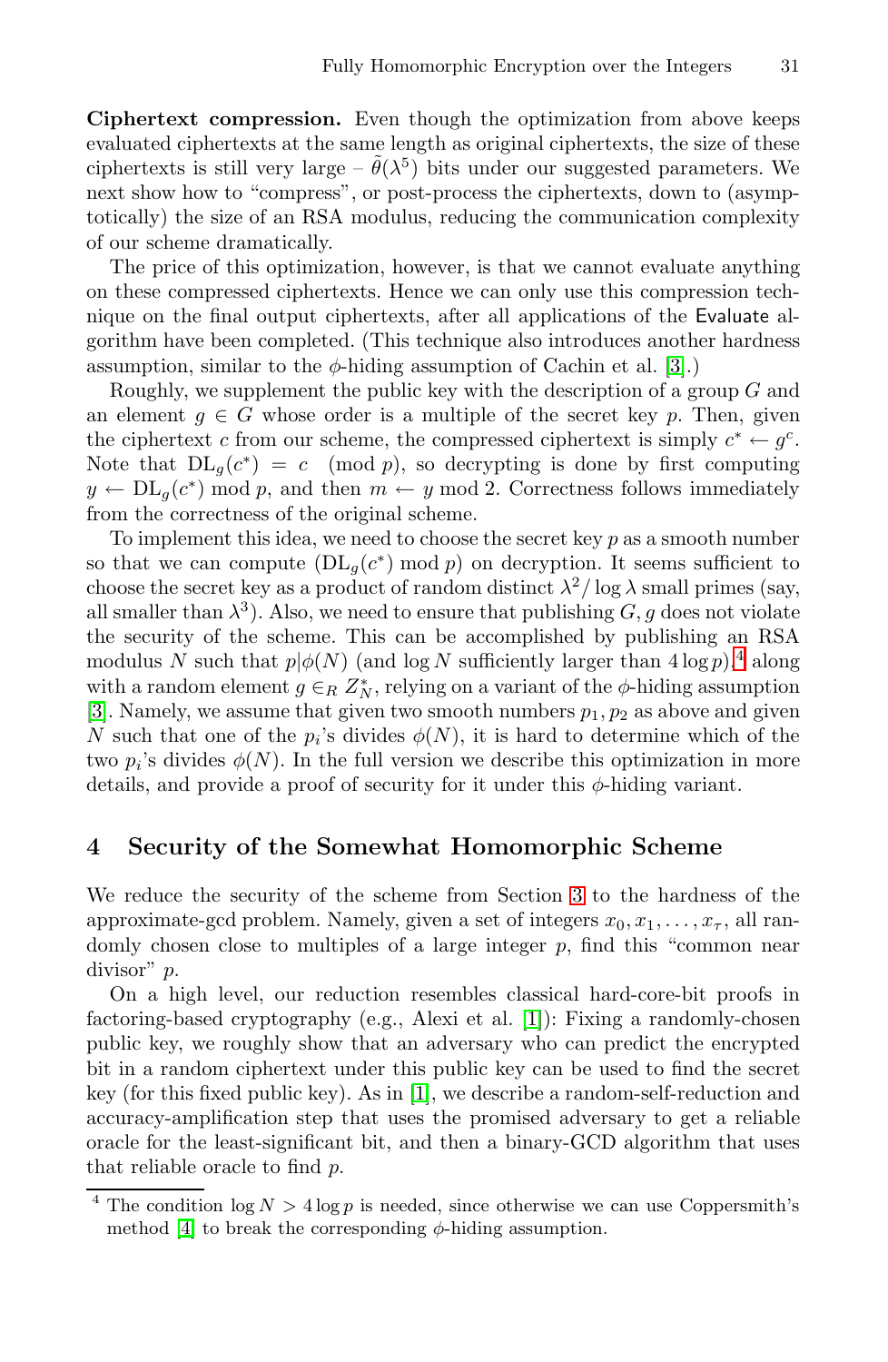**Ciphertext compression.** Even though the optimization from above keeps evaluated ciphertexts at the same length as original ciphertexts, the size of these ciphertexts is still very large – $\tilde{\theta}(\lambda^5)$ bits under our suggested parameters. We next show how to "compress", or post-process the ciphertexts, down to (asymptotically) the size of an RSA modulus, reducing the communication complexity of our scheme dramatically.

The price of this optimization, however, is that we cannot evaluate anything on these compressed ciphertexts. Hence we can only use this compression technique on the final output ciphertexts, after all applications of the Evaluate algorithm have been completed. (This technique also introduces another hardness assumption, similar to the $\phi$-hiding assumption of Cachin et al. [3].)

Roughly, we supplement the public key with the description of a group $G$ and an element $g \in G$ whose order is a multiple of the secret key $p$. Then, given the ciphertext $c$ from our scheme, the compressed ciphertext is simply $c^* \leftarrow g^c$. Note that $\mathrm{DL}_g(c^*) = c \pmod{p}$, so decrypting is done by first computing $y \leftarrow \mathrm{DL}_g(c^*) \bmod p$, and then $m \leftarrow y \bmod 2$. Correctness follows immediately from the correctness of the original scheme.

To implement this idea, we need to choose the secret key $p$ as a smooth number so that we can compute $(\mathrm{DL}_g(c^*) \bmod p)$ on decryption. It seems sufficient to choose the secret key as a product of random distinct $\lambda^2/\log\lambda$ small primes (say, all smaller than $\lambda^3$). Also, we need to ensure that publishing $G, g$ does not violate the security of the scheme. This can be accomplished by publishing an RSA modulus $N$ such that $p|\phi(N)$ (and $\log N$ sufficiently larger than $4\log p$).[4] along with a random element $g \in_R Z_N^*$, relying on a variant of the $\phi$-hiding assumption [3]. Namely, we assume that given two smooth numbers $p_1, p_2$ as above and given $N$ such that one of the $p_i$'s divides $\phi(N)$, it is hard to determine which of the two $p_i$'s divides $\phi(N)$. In the full version we describe this optimization in more details, and provide a proof of security for it under this $\phi$-hiding variant.

## 4 Security of the Somewhat Homomorphic Scheme

We reduce the security of the scheme from Section 3 to the hardness of the approximate-gcd problem. Namely, given a set of integers $x_0, x_1, \ldots, x_\tau$, all randomly chosen close to multiples of a large integer $p$, find this "common near divisor" $p$.

On a high level, our reduction resembles classical hard-core-bit proofs in factoring-based cryptography (e.g., Alexi et al. [1]): Fixing a randomly-chosen public key, we roughly show that an adversary who can predict the encrypted bit in a random ciphertext under this public key can be used to find the secret key (for this fixed public key). As in [1], we describe a random-self-reduction and accuracy-amplification step that uses the promised adversary to get a reliable oracle for the least-significant bit, and then a binary-GCD algorithm that uses that reliable oracle to find $p$.

[4] The condition $\log N > 4\log p$ is needed, since otherwise we can use Coppersmith's method [4] to break the corresponding $\phi$-hiding assumption.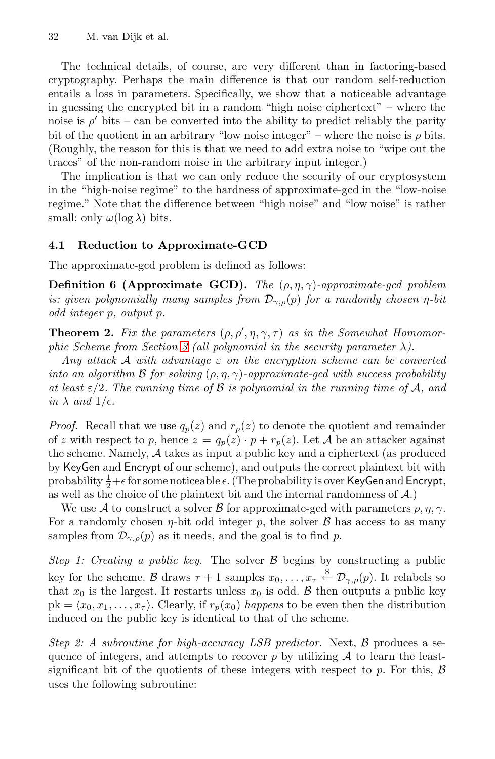The technical details, of course, are very different than in factoring-based cryptography. Perhaps the main difference is that our random self-reduction entails a loss in parameters. Specifically, we show that a noticeable advantage in guessing the encrypted bit in a random "high noise ciphertext" – where the noise is $\rho'$ bits – can be converted into the ability to predict reliably the parity bit of the quotient in an arbitrary "low noise integer" – where the noise is $\rho$ bits. (Roughly, the reason for this is that we need to add extra noise to "wipe out the traces" of the non-random noise in the arbitrary input integer.)

The implication is that we can only reduce the security of our cryptosystem in the "high-noise regime" to the hardness of approximate-gcd in the "low-noise regime." Note that the difference between "high noise" and "low noise" is rather small: only $\omega(\log \lambda)$ bits.

### 4.1 Reduction to Approximate-GCD

The approximate-gcd problem is defined as follows:

**Definition 6 (Approximate GCD).** *The $(\rho, \eta, \gamma)$-approximate-gcd problem is: given polynomially many samples from $\mathcal{D}_{\gamma,\rho}(p)$ for a randomly chosen $\eta$-bit odd integer $p$, output $p$.*

**Theorem 2.** *Fix the parameters $(\rho, \rho', \eta, \gamma, \tau)$ as in the Somewhat Homomorphic Scheme from Section 3 (all polynomial in the security parameter $\lambda$).*

*Any attack $\mathcal{A}$ with advantage $\varepsilon$ on the encryption scheme can be converted into an algorithm $\mathcal{B}$ for solving $(\rho, \eta, \gamma)$-approximate-gcd with success probability at least $\varepsilon/2$. The running time of $\mathcal{B}$ is polynomial in the running time of $\mathcal{A}$, and in $\lambda$ and $1/\epsilon$.*

*Proof.* Recall that we use $q_p(z)$ and $r_p(z)$ to denote the quotient and remainder of $z$ with respect to $p$, hence $z = q_p(z) \cdot p + r_p(z)$. Let $\mathcal{A}$ be an attacker against the scheme. Namely, $\mathcal{A}$ takes as input a public key and a ciphertext (as produced by KeyGen and Encrypt of our scheme), and outputs the correct plaintext bit with probability $\frac{1}{2} + \epsilon$ for some noticeable $\epsilon$. (The probability is over KeyGen and Encrypt, as well as the choice of the plaintext bit and the internal randomness of $\mathcal{A}$.)

We use $\mathcal{A}$ to construct a solver $\mathcal{B}$ for approximate-gcd with parameters $\rho, \eta, \gamma$. For a randomly chosen $\eta$-bit odd integer $p$, the solver $\mathcal{B}$ has access to as many samples from $\mathcal{D}_{\gamma,\rho}(p)$ as it needs, and the goal is to find $p$.

*Step 1: Creating a public key.* The solver $\mathcal{B}$ begins by constructing a public key for the scheme. $\mathcal{B}$ draws $\tau + 1$ samples $x_0, \dots, x_\tau \xleftarrow{\$} \mathcal{D}_{\gamma,\rho}(p)$. It relabels so that $x_0$ is the largest. It restarts unless $x_0$ is odd. $\mathcal{B}$ then outputs a public key $pk = \langle x_0, x_1, \dots, x_\tau \rangle$. Clearly, if $r_p(x_0)$ *happens* to be even then the distribution induced on the public key is identical to that of the scheme.

*Step 2: A subroutine for high-accuracy LSB predictor.* Next, $\mathcal{B}$ produces a sequence of integers, and attempts to recover $p$ by utilizing $\mathcal{A}$ to learn the least-significant bit of the quotients of these integers with respect to $p$. For this, $\mathcal{B}$ uses the following subroutine: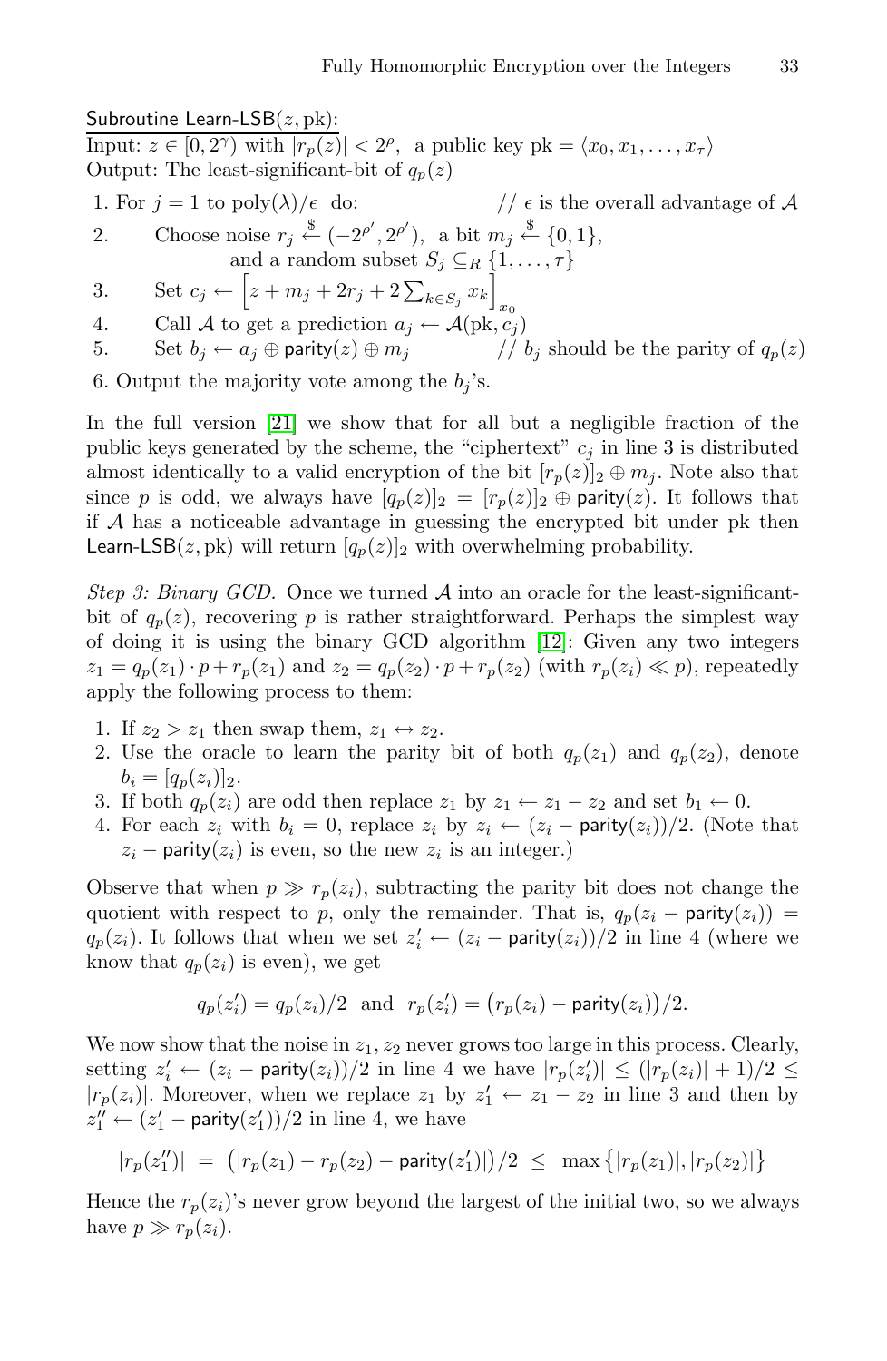Subroutine Learn-LSB$(z, \text{pk})$:

Input: $z \in [0, 2^\gamma)$ with $|r_p(z)| < 2^\rho$, a public key $\text{pk} = \langle x_0, x_1, \ldots, x_\tau \rangle$
Output: The least-significant-bit of $q_p(z)$

1. For $j = 1$ to $\text{poly}(\lambda)/\epsilon$ do: // $\epsilon$ is the overall advantage of $\mathcal{A}$
2. Choose noise $r_j \xleftarrow{\$} (-2^{\rho'}, 2^{\rho'})$, a bit $m_j \xleftarrow{\$} \{0, 1\}$, and a random subset $S_j \subseteq_R \{1, \ldots, \tau\}$
3. Set $c_j \leftarrow \left[z + m_j + 2r_j + 2\sum_{k \in S_j} x_k\right]_{x_0}$
4. Call $\mathcal{A}$ to get a prediction $a_j \leftarrow \mathcal{A}(\text{pk}, c_j)$
5. Set $b_j \leftarrow a_j \oplus \mathsf{parity}(z) \oplus m_j$ // $b_j$ should be the parity of $q_p(z)$
6. Output the majority vote among the $b_j$'s.

In the full version [21] we show that for all but a negligible fraction of the public keys generated by the scheme, the "ciphertext" $c_j$ in line 3 is distributed almost identically to a valid encryption of the bit $[r_p(z)]_2 \oplus m_j$. Note also that since $p$ is odd, we always have $[q_p(z)]_2 = [r_p(z)]_2 \oplus \mathsf{parity}(z)$. It follows that if $\mathcal{A}$ has a noticeable advantage in guessing the encrypted bit under pk then Learn-LSB$(z, \text{pk})$ will return $[q_p(z)]_2$ with overwhelming probability.

*Step 3: Binary GCD.* Once we turned $\mathcal{A}$ into an oracle for the least-significant-bit of $q_p(z)$, recovering $p$ is rather straightforward. Perhaps the simplest way of doing it is using the binary GCD algorithm [12]: Given any two integers $z_1 = q_p(z_1) \cdot p + r_p(z_1)$ and $z_2 = q_p(z_2) \cdot p + r_p(z_2)$ (with $r_p(z_i) \ll p$), repeatedly apply the following process to them:

1. If $z_2 > z_1$ then swap them, $z_1 \leftrightarrow z_2$.
2. Use the oracle to learn the parity bit of both $q_p(z_1)$ and $q_p(z_2)$, denote $b_i = [q_p(z_i)]_2$.
3. If both $q_p(z_i)$ are odd then replace $z_1$ by $z_1 \leftarrow z_1 - z_2$ and set $b_1 \leftarrow 0$.
4. For each $z_i$ with $b_i = 0$, replace $z_i$ by $z_i \leftarrow (z_i - \mathsf{parity}(z_i))/2$. (Note that $z_i - \mathsf{parity}(z_i)$ is even, so the new $z_i$ is an integer.)

Observe that when $p \gg r_p(z_i)$, subtracting the parity bit does not change the quotient with respect to $p$, only the remainder. That is, $q_p(z_i - \mathsf{parity}(z_i)) = q_p(z_i)$. It follows that when we set $z_i' \leftarrow (z_i - \mathsf{parity}(z_i))/2$ in line 4 (where we know that $q_p(z_i)$ is even), we get

$$q_p(z_i') = q_p(z_i)/2 \quad \text{and} \quad r_p(z_i') = \big(r_p(z_i) - \mathsf{parity}(z_i)\big)/2.$$

We now show that the noise in $z_1, z_2$ never grows too large in this process. Clearly, setting $z_i' \leftarrow (z_i - \mathsf{parity}(z_i))/2$ in line 4 we have $|r_p(z_i')| \le (|r_p(z_i)| + 1)/2 \le |r_p(z_i)|$. Moreover, when we replace $z_1$ by $z_1' \leftarrow z_1 - z_2$ in line 3 and then by $z_1'' \leftarrow (z_1' - \mathsf{parity}(z_1'))/2$ in line 4, we have

$$|r_p(z_1'')| \; = \; \big(|r_p(z_1) - r_p(z_2) - \mathsf{parity}(z_1')|\big)/2 \; \le \; \max\big\{|r_p(z_1)|, |r_p(z_2)|\big\}$$

Hence the $r_p(z_i)$'s never grow beyond the largest of the initial two, so we always have $p \gg r_p(z_i)$.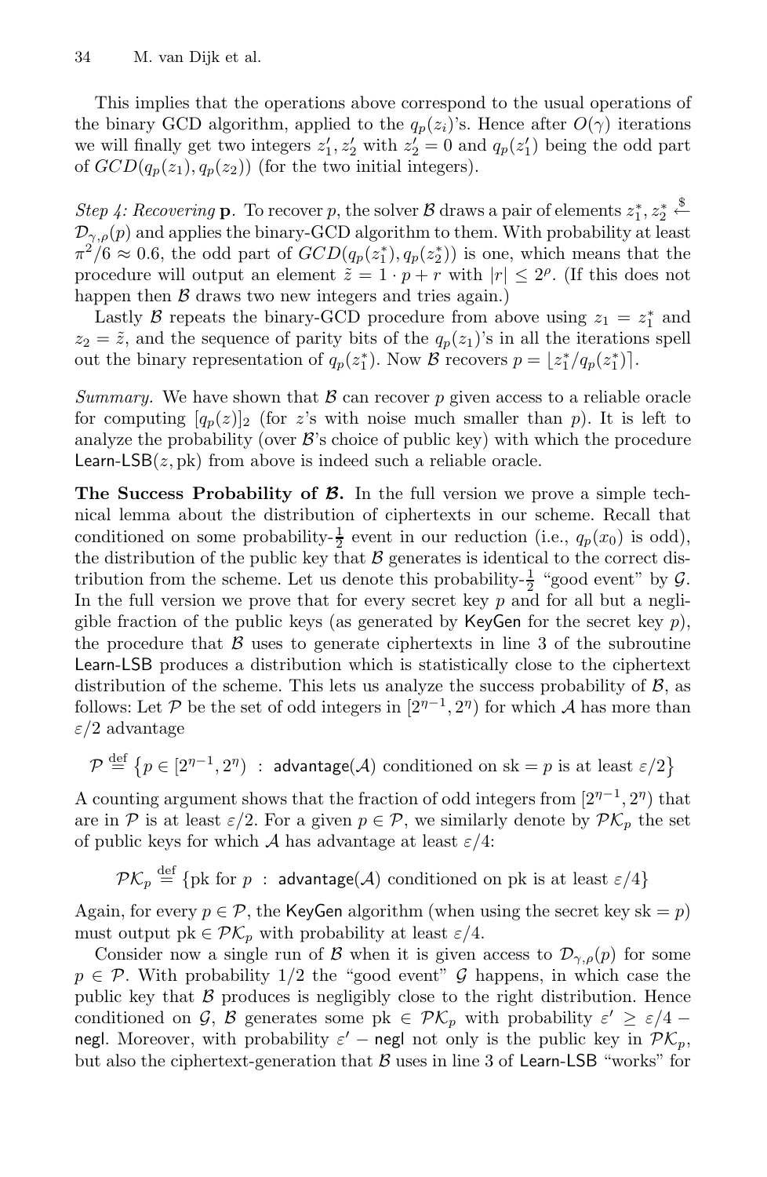This implies that the operations above correspond to the usual operations of the binary GCD algorithm, applied to the $q_p(z_i)$'s. Hence after $O(\gamma)$ iterations we will finally get two integers $z_1', z_2'$ with $z_2' = 0$ and $q_p(z_1')$ being the odd part of $GCD(q_p(z_1), q_p(z_2))$ (for the two initial integers).

*Step 4: Recovering* $\mathbf{p}$. To recover $p$, the solver $\mathcal{B}$ draws a pair of elements $z_1^*, z_2^* \stackrel{\$}{\leftarrow} \mathcal{D}_{\gamma,\rho}(p)$ and applies the binary-GCD algorithm to them. With probability at least $\pi^2/6 \approx 0.6$, the odd part of $GCD(q_p(z_1^*), q_p(z_2^*))$ is one, which means that the procedure will output an element $\tilde{z} = 1 \cdot p + r$ with $|r| \leq 2^\rho$. (If this does not happen then $\mathcal{B}$ draws two new integers and tries again.)

Lastly $\mathcal{B}$ repeats the binary-GCD procedure from above using $z_1 = z_1^*$ and $z_2 = \tilde{z}$, and the sequence of parity bits of the $q_p(z_1)$'s in all the iterations spell out the binary representation of $q_p(z_1^*)$. Now $\mathcal{B}$ recovers $p = \lfloor z_1^*/q_p(z_1^*) \rceil$.

*Summary.* We have shown that $\mathcal{B}$ can recover $p$ given access to a reliable oracle for computing $[q_p(z)]_2$ (for $z$'s with noise much smaller than $p$). It is left to analyze the probability (over $\mathcal{B}$'s choice of public key) with which the procedure $\mathsf{Learn\text{-}LSB}(z, \mathrm{pk})$ from above is indeed such a reliable oracle.

**The Success Probability of $\mathcal{B}$.** In the full version we prove a simple technical lemma about the distribution of ciphertexts in our scheme. Recall that conditioned on some probability-$\frac{1}{2}$ event in our reduction (i.e., $q_p(x_0)$ is odd), the distribution of the public key that $\mathcal{B}$ generates is identical to the correct distribution from the scheme. Let us denote this probability-$\frac{1}{2}$ "good event" by $\mathcal{G}$. In the full version we prove that for every secret key $p$ and for all but a negligible fraction of the public keys (as generated by $\mathsf{KeyGen}$ for the secret key $p$), the procedure that $\mathcal{B}$ uses to generate ciphertexts in line 3 of the subroutine $\mathsf{Learn\text{-}LSB}$ produces a distribution which is statistically close to the ciphertext distribution of the scheme. This lets us analyze the success probability of $\mathcal{B}$, as follows: Let $\mathcal{P}$ be the set of odd integers in $[2^{\eta-1}, 2^\eta)$ for which $\mathcal{A}$ has more than $\varepsilon/2$ advantage

$$\mathcal{P} \stackrel{\mathrm{def}}{=} \left\{ p \in [2^{\eta-1}, 2^\eta) \ : \ \mathsf{advantage}(\mathcal{A}) \text{ conditioned on sk} = p \text{ is at least } \varepsilon/2 \right\}$$

A counting argument shows that the fraction of odd integers from $[2^{\eta-1}, 2^\eta)$ that are in $\mathcal{P}$ is at least $\varepsilon/2$. For a given $p \in \mathcal{P}$, we similarly denote by $\mathcal{PK}_p$ the set of public keys for which $\mathcal{A}$ has advantage at least $\varepsilon/4$:

$$\mathcal{PK}_p \stackrel{\mathrm{def}}{=} \{\text{pk for } p \ : \ \mathsf{advantage}(\mathcal{A}) \text{ conditioned on pk is at least } \varepsilon/4\}$$

Again, for every $p \in \mathcal{P}$, the $\mathsf{KeyGen}$ algorithm (when using the secret key $\mathrm{sk} = p$) must output $\mathrm{pk} \in \mathcal{PK}_p$ with probability at least $\varepsilon/4$.

Consider now a single run of $\mathcal{B}$ when it is given access to $\mathcal{D}_{\gamma,\rho}(p)$ for some $p \in \mathcal{P}$. With probability $1/2$ the "good event" $\mathcal{G}$ happens, in which case the public key that $\mathcal{B}$ produces is negligibly close to the right distribution. Hence conditioned on $\mathcal{G}$, $\mathcal{B}$ generates some $\mathrm{pk} \in \mathcal{PK}_p$ with probability $\varepsilon' \geq \varepsilon/4 - \mathsf{negl}$. Moreover, with probability $\varepsilon' - \mathsf{negl}$ not only is the public key in $\mathcal{PK}_p$, but also the ciphertext-generation that $\mathcal{B}$ uses in line 3 of $\mathsf{Learn\text{-}LSB}$ "works" for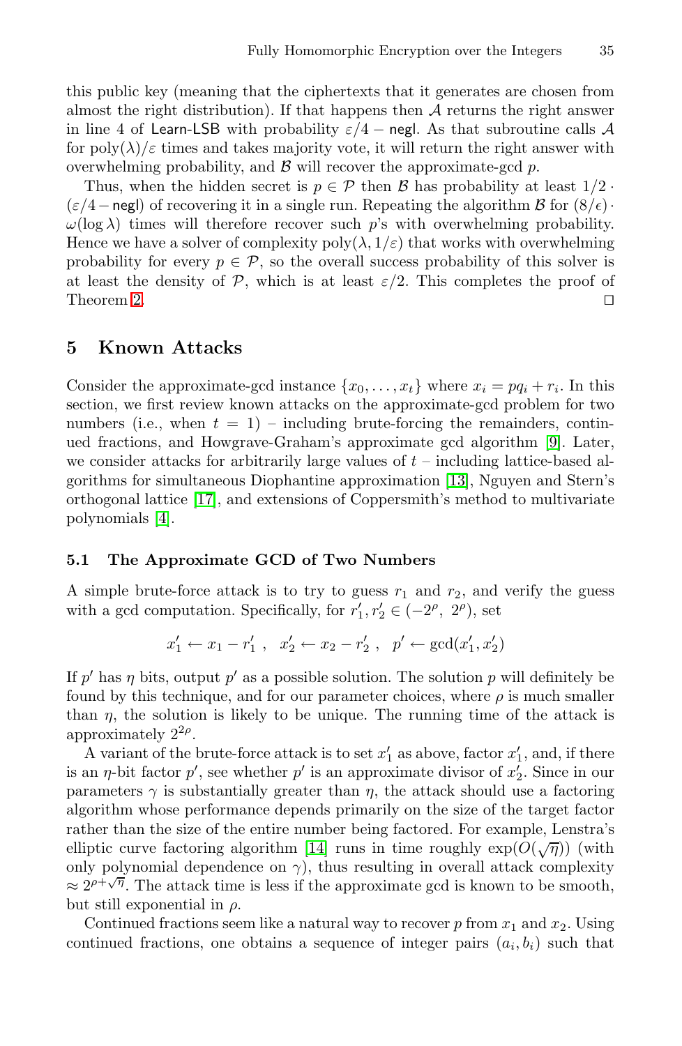this public key (meaning that the ciphertexts that it generates are chosen from almost the right distribution). If that happens then $\mathcal{A}$ returns the right answer in line 4 of Learn-LSB with probability $\varepsilon/4 - \mathsf{negl}$. As that subroutine calls $\mathcal{A}$ for $\text{poly}(\lambda)/\varepsilon$ times and takes majority vote, it will return the right answer with overwhelming probability, and $\mathcal{B}$ will recover the approximate-gcd $p$.

Thus, when the hidden secret is $p \in \mathcal{P}$ then $\mathcal{B}$ has probability at least $1/2 \cdot (\varepsilon/4 - \mathsf{negl})$ of recovering it in a single run. Repeating the algorithm $\mathcal{B}$ for $(8/\epsilon) \cdot \omega(\log \lambda)$ times will therefore recover such $p$'s with overwhelming probability. Hence we have a solver of complexity $\text{poly}(\lambda, 1/\varepsilon)$ that works with overwhelming probability for every $p \in \mathcal{P}$, so the overall success probability of this solver is at least the density of $\mathcal{P}$, which is at least $\varepsilon/2$. This completes the proof of Theorem 2. □

## 5 Known Attacks

Consider the approximate-gcd instance $\{x_0, \ldots, x_t\}$ where $x_i = pq_i + r_i$. In this section, we first review known attacks on the approximate-gcd problem for two numbers (i.e., when $t = 1$) – including brute-forcing the remainders, continued fractions, and Howgrave-Graham's approximate gcd algorithm [9]. Later, we consider attacks for arbitrarily large values of $t$ – including lattice-based algorithms for simultaneous Diophantine approximation [13], Nguyen and Stern's orthogonal lattice [17], and extensions of Coppersmith's method to multivariate polynomials [4].

### 5.1 The Approximate GCD of Two Numbers

A simple brute-force attack is to try to guess $r_1$ and $r_2$, and verify the guess with a gcd computation. Specifically, for $r_1', r_2' \in (-2^\rho,\ 2^\rho)$, set

$$x_1' \leftarrow x_1 - r_1' \ , \quad x_2' \leftarrow x_2 - r_2' \ , \quad p' \leftarrow \gcd(x_1', x_2')$$

If $p'$ has $\eta$ bits, output $p'$ as a possible solution. The solution $p$ will definitely be found by this technique, and for our parameter choices, where $\rho$ is much smaller than $\eta$, the solution is likely to be unique. The running time of the attack is approximately $2^{2\rho}$.

A variant of the brute-force attack is to set $x_1'$ as above, factor $x_1'$, and, if there is an $\eta$-bit factor $p'$, see whether $p'$ is an approximate divisor of $x_2'$. Since in our parameters $\gamma$ is substantially greater than $\eta$, the attack should use a factoring algorithm whose performance depends primarily on the size of the target factor rather than the size of the entire number being factored. For example, Lenstra's elliptic curve factoring algorithm [14] runs in time roughly $\exp(O(\sqrt{\eta}))$ (with only polynomial dependence on $\gamma$), thus resulting in overall attack complexity $\approx 2^{\rho+\sqrt{\eta}}$. The attack time is less if the approximate gcd is known to be smooth, but still exponential in $\rho$.

Continued fractions seem like a natural way to recover $p$ from $x_1$ and $x_2$. Using continued fractions, one obtains a sequence of integer pairs $(a_i, b_i)$ such that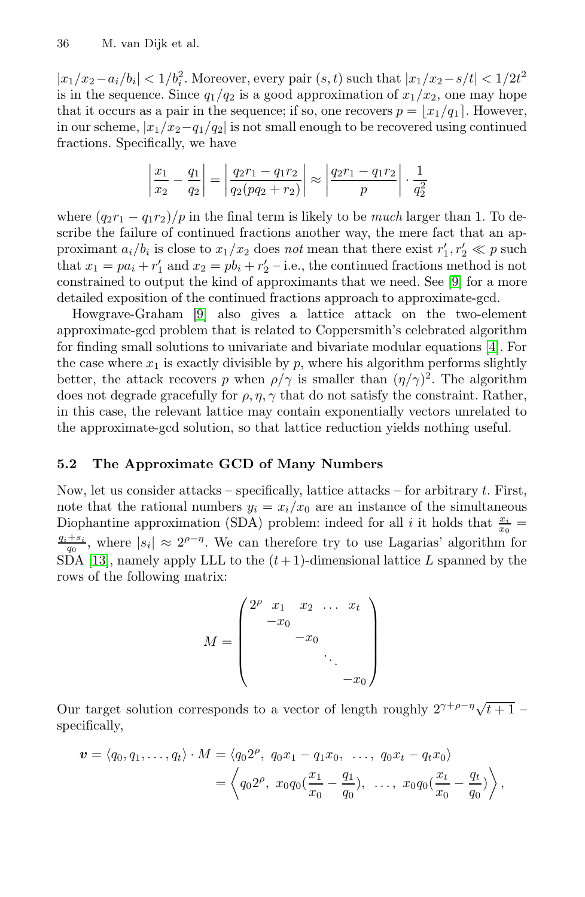$|x_1/x_2 - a_i/b_i| < 1/b_i^2$. Moreover, every pair $(s,t)$ such that $|x_1/x_2 - s/t| < 1/2t^2$ is in the sequence. Since $q_1/q_2$ is a good approximation of $x_1/x_2$, one may hope that it occurs as a pair in the sequence; if so, one recovers $p = \lfloor x_1/q_1 \rceil$. However, in our scheme, $|x_1/x_2 - q_1/q_2|$ is not small enough to be recovered using continued fractions. Specifically, we have

$$\left|\frac{x_1}{x_2} - \frac{q_1}{q_2}\right| = \left|\frac{q_2 r_1 - q_1 r_2}{q_2(pq_2 + r_2)}\right| \approx \left|\frac{q_2 r_1 - q_1 r_2}{p}\right| \cdot \frac{1}{q_2^2}$$

where $(q_2 r_1 - q_1 r_2)/p$ in the final term is likely to be *much* larger than 1. To describe the failure of continued fractions another way, the mere fact that an approximant $a_i/b_i$ is close to $x_1/x_2$ does *not* mean that there exist $r_1', r_2' \ll p$ such that $x_1 = pa_i + r_1'$ and $x_2 = pb_i + r_2'$ – i.e., the continued fractions method is not constrained to output the kind of approximants that we need. See [9] for a more detailed exposition of the continued fractions approach to approximate-gcd.

Howgrave-Graham [9] also gives a lattice attack on the two-element approximate-gcd problem that is related to Coppersmith's celebrated algorithm for finding small solutions to univariate and bivariate modular equations [4]. For the case where $x_1$ is exactly divisible by $p$, where his algorithm performs slightly better, the attack recovers $p$ when $\rho/\gamma$ is smaller than $(\eta/\gamma)^2$. The algorithm does not degrade gracefully for $\rho, \eta, \gamma$ that do not satisfy the constraint. Rather, in this case, the relevant lattice may contain exponentially vectors unrelated to the approximate-gcd solution, so that lattice reduction yields nothing useful.

### 5.2 The Approximate GCD of Many Numbers

Now, let us consider attacks – specifically, lattice attacks – for arbitrary $t$. First, note that the rational numbers $y_i = x_i/x_0$ are an instance of the simultaneous Diophantine approximation (SDA) problem: indeed for all $i$ it holds that $\frac{x_i}{x_0} = \frac{q_i + s_i}{q_0}$, where $|s_i| \approx 2^{\rho - \eta}$. We can therefore try to use Lagarias' algorithm for SDA [13], namely apply LLL to the $(t+1)$-dimensional lattice $L$ spanned by the rows of the following matrix:

$$M = \begin{pmatrix} 2^\rho & x_1 & x_2 & \dots & x_t \\ & -x_0 & & & \\ & & -x_0 & & \\ & & & \ddots & \\ & & & & -x_0 \end{pmatrix}$$

Our target solution corresponds to a vector of length roughly $2^{\gamma+\rho-\eta}\sqrt{t+1}$ – specifically,

$$\begin{aligned} \boldsymbol{v} = \langle q_0, q_1, \dots, q_t \rangle \cdot M &= \langle q_0 2^\rho,\ q_0 x_1 - q_1 x_0,\ \dots,\ q_0 x_t - q_t x_0 \rangle \\ &= \left\langle q_0 2^\rho,\ x_0 q_0 (\frac{x_1}{x_0} - \frac{q_1}{q_0}),\ \dots,\ x_0 q_0 (\frac{x_t}{x_0} - \frac{q_t}{q_0}) \right\rangle, \end{aligned}$$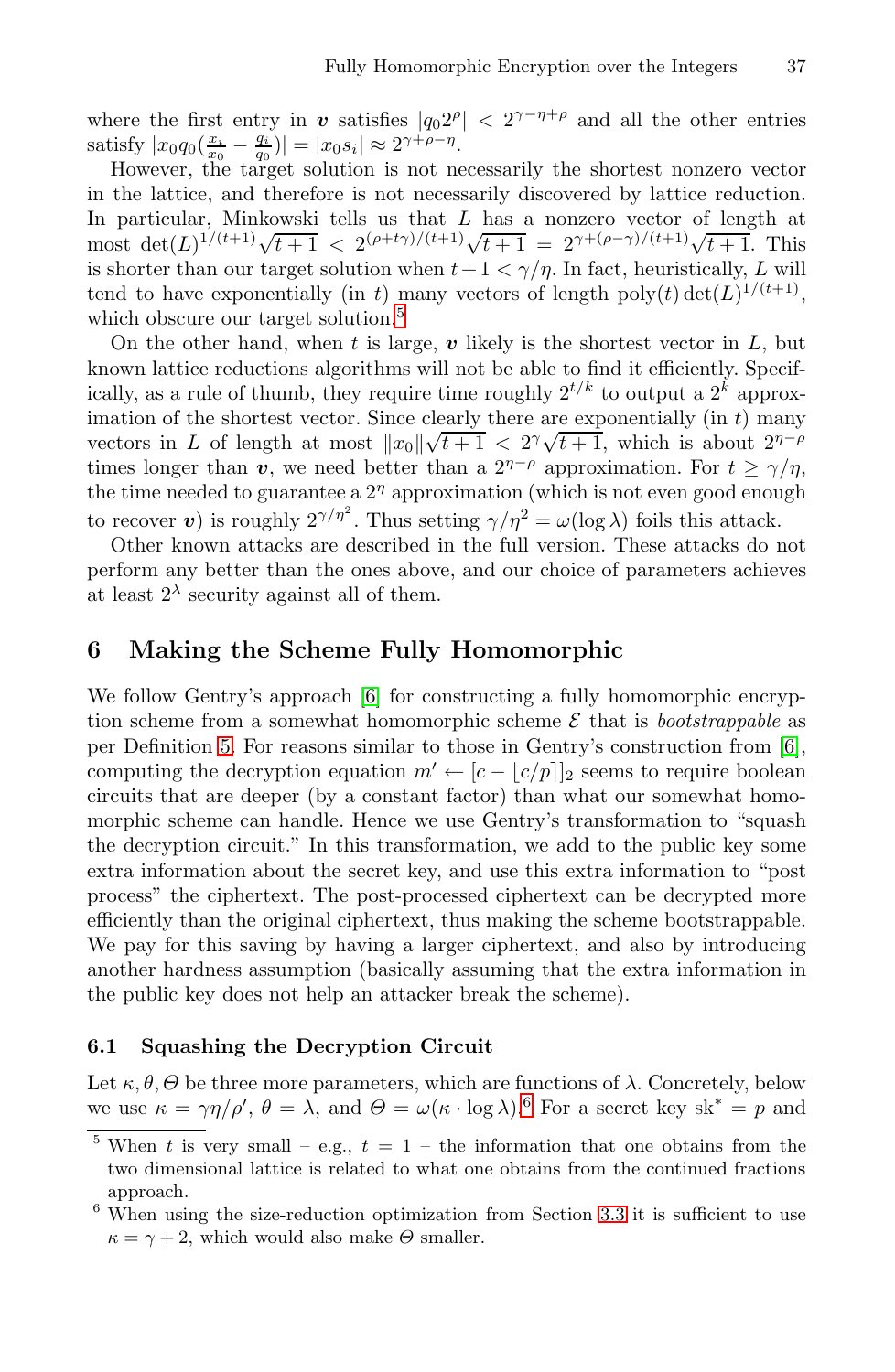where the first entry in $\boldsymbol{v}$ satisfies $|q_0 2^\rho| < 2^{\gamma-\eta+\rho}$ and all the other entries satisfy $|x_0 q_0 (\frac{x_i}{x_0} - \frac{q_i}{q_0})| = |x_0 s_i| \approx 2^{\gamma+\rho-\eta}$.

However, the target solution is not necessarily the shortest nonzero vector in the lattice, and therefore is not necessarily discovered by lattice reduction. In particular, Minkowski tells us that $L$ has a nonzero vector of length at most $\det(L)^{1/(t+1)}\sqrt{t+1} < 2^{(\rho+t\gamma)/(t+1)}\sqrt{t+1} = 2^{\gamma+(\rho-\gamma)/(t+1)}\sqrt{t+1}$. This is shorter than our target solution when $t+1 < \gamma/\eta$. In fact, heuristically, $L$ will tend to have exponentially (in $t$) many vectors of length $\text{poly}(t)\det(L)^{1/(t+1)}$, which obscure our target solution.[5]

On the other hand, when $t$ is large, $\boldsymbol{v}$ likely is the shortest vector in $L$, but known lattice reductions algorithms will not be able to find it efficiently. Specifically, as a rule of thumb, they require time roughly $2^{t/k}$ to output a $2^k$ approximation of the shortest vector. Since clearly there are exponentially (in $t$) many vectors in $L$ of length at most $\|x_0\|\sqrt{t+1} < 2^\gamma\sqrt{t+1}$, which is about $2^{\eta-\rho}$ times longer than $\boldsymbol{v}$, we need better than a $2^{\eta-\rho}$ approximation. For $t \geq \gamma/\eta$, the time needed to guarantee a $2^\eta$ approximation (which is not even good enough to recover $\boldsymbol{v}$) is roughly $2^{\gamma/\eta^2}$. Thus setting $\gamma/\eta^2 = \omega(\log\lambda)$ foils this attack.

Other known attacks are described in the full version. These attacks do not perform any better than the ones above, and our choice of parameters achieves at least $2^\lambda$ security against all of them.

## 6 Making the Scheme Fully Homomorphic

We follow Gentry's approach [6] for constructing a fully homomorphic encryption scheme from a somewhat homomorphic scheme $\mathcal{E}$ that is *bootstrappable* as per Definition 5. For reasons similar to those in Gentry's construction from [6], computing the decryption equation $m' \leftarrow [c - \lfloor c/p \rceil]_2$ seems to require boolean circuits that are deeper (by a constant factor) than what our somewhat homomorphic scheme can handle. Hence we use Gentry's transformation to "squash the decryption circuit." In this transformation, we add to the public key some extra information about the secret key, and use this extra information to "post process" the ciphertext. The post-processed ciphertext can be decrypted more efficiently than the original ciphertext, thus making the scheme bootstrappable. We pay for this saving by having a larger ciphertext, and also by introducing another hardness assumption (basically assuming that the extra information in the public key does not help an attacker break the scheme).

### 6.1 Squashing the Decryption Circuit

Let $\kappa, \theta, \Theta$ be three more parameters, which are functions of $\lambda$. Concretely, below we use $\kappa = \gamma\eta/\rho'$, $\theta = \lambda$, and $\Theta = \omega(\kappa \cdot \log\lambda)$.[6] For a secret key $\text{sk}^* = p$ and

[5] When $t$ is very small – e.g., $t = 1$ – the information that one obtains from the two dimensional lattice is related to what one obtains from the continued fractions approach.

[6] When using the size-reduction optimization from Section 3.3 it is sufficient to use $\kappa = \gamma + 2$, which would also make $\Theta$ smaller.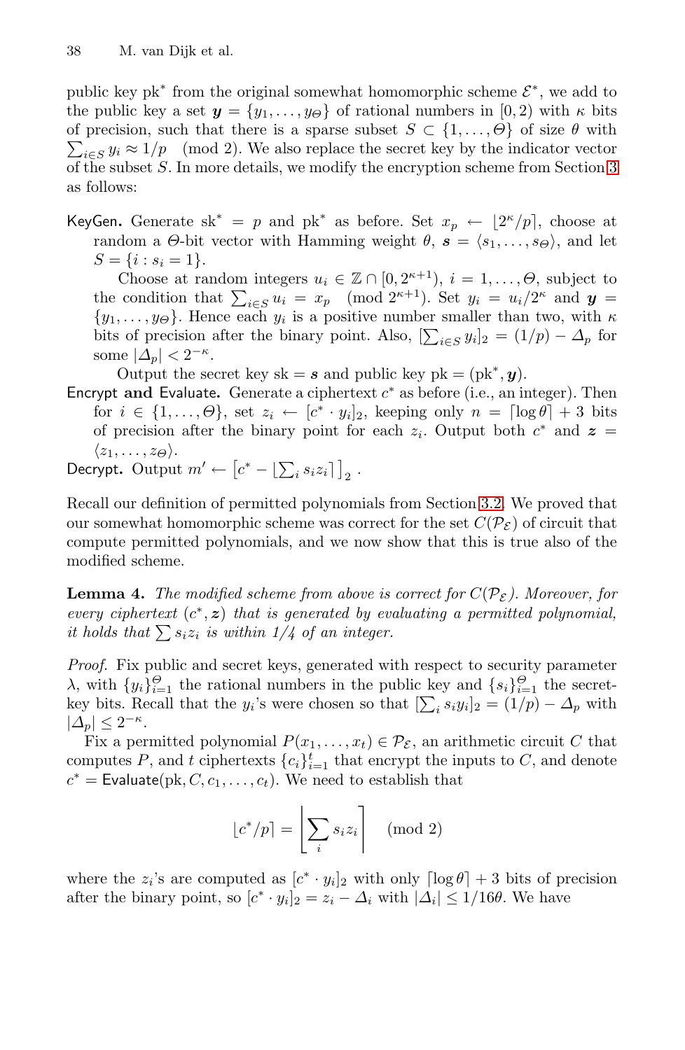public key $\mathrm{pk}^*$ from the original somewhat homomorphic scheme $\mathcal{E}^*$, we add to the public key a set $\boldsymbol{y} = \{y_1, \ldots, y_\Theta\}$ of rational numbers in $[0, 2)$ with $\kappa$ bits of precision, such that there is a sparse subset $S \subset \{1, \ldots, \Theta\}$ of size $\theta$ with $\sum_{i \in S} y_i \approx 1/p \pmod 2$. We also replace the secret key by the indicator vector of the subset $S$. In more details, we modify the encryption scheme from Section 3 as follows:

- **KeyGen.** Generate $\mathrm{sk}^* = p$ and $\mathrm{pk}^*$ as before. Set $x_p \leftarrow \lfloor 2^\kappa / p \rceil$, choose at random a $\Theta$-bit vector with Hamming weight $\theta$, $\boldsymbol{s} = \langle s_1, \ldots, s_\Theta \rangle$, and let $S = \{i : s_i = 1\}$.

  Choose at random integers $u_i \in \mathbb{Z} \cap [0, 2^{\kappa+1})$, $i = 1, \ldots, \Theta$, subject to the condition that $\sum_{i \in S} u_i = x_p \pmod{2^{\kappa+1}}$. Set $y_i = u_i / 2^\kappa$ and $\boldsymbol{y} = \{y_1, \ldots, y_\Theta\}$. Hence each $y_i$ is a positive number smaller than two, with $\kappa$ bits of precision after the binary point. Also, $[\sum_{i \in S} y_i]_2 = (1/p) - \Delta_p$ for some $|\Delta_p| < 2^{-\kappa}$.

  Output the secret key $\mathrm{sk} = \boldsymbol{s}$ and public key $\mathrm{pk} = (\mathrm{pk}^*, \boldsymbol{y})$.
- **Encrypt and Evaluate.** Generate a ciphertext $c^*$ as before (i.e., an integer). Then for $i \in \{1, \ldots, \Theta\}$, set $z_i \leftarrow [c^* \cdot y_i]_2$, keeping only $n = \lceil \log \theta \rceil + 3$ bits of precision after the binary point for each $z_i$. Output both $c^*$ and $\boldsymbol{z} = \langle z_1, \ldots, z_\Theta \rangle$.
- **Decrypt.** Output $m' \leftarrow \left[ c^* - \lfloor \sum_i s_i z_i \rceil \right]_2$.

Recall our definition of permitted polynomials from Section 3.2. We proved that our somewhat homomorphic scheme was correct for the set $C(\mathcal{P}_\mathcal{E})$ of circuit that compute permitted polynomials, and we now show that this is true also of the modified scheme.

**Lemma 4.** *The modified scheme from above is correct for $C(\mathcal{P}_\mathcal{E})$. Moreover, for every ciphertext $(c^*, \boldsymbol{z})$ that is generated by evaluating a permitted polynomial, it holds that $\sum s_i z_i$ is within 1/4 of an integer.*

*Proof.* Fix public and secret keys, generated with respect to security parameter $\lambda$, with $\{y_i\}_{i=1}^\Theta$ the rational numbers in the public key and $\{s_i\}_{i=1}^\Theta$ the secret-key bits. Recall that the $y_i$'s were chosen so that $[\sum_i s_i y_i]_2 = (1/p) - \Delta_p$ with $|\Delta_p| \le 2^{-\kappa}$.

Fix a permitted polynomial $P(x_1, \ldots, x_t) \in \mathcal{P}_\mathcal{E}$, an arithmetic circuit $C$ that computes $P$, and $t$ ciphertexts $\{c_i\}_{i=1}^t$ that encrypt the inputs to $C$, and denote $c^* = \mathsf{Evaluate}(\mathrm{pk}, C, c_1, \ldots, c_t)$. We need to establish that

$$\lfloor c^*/p \rceil = \left\lceil \sum_i s_i z_i \right\rfloor \pmod 2$$

where the $z_i$'s are computed as $[c^* \cdot y_i]_2$ with only $\lceil \log \theta \rceil + 3$ bits of precision after the binary point, so $[c^* \cdot y_i]_2 = z_i - \Delta_i$ with $|\Delta_i| \le 1/16\theta$. We have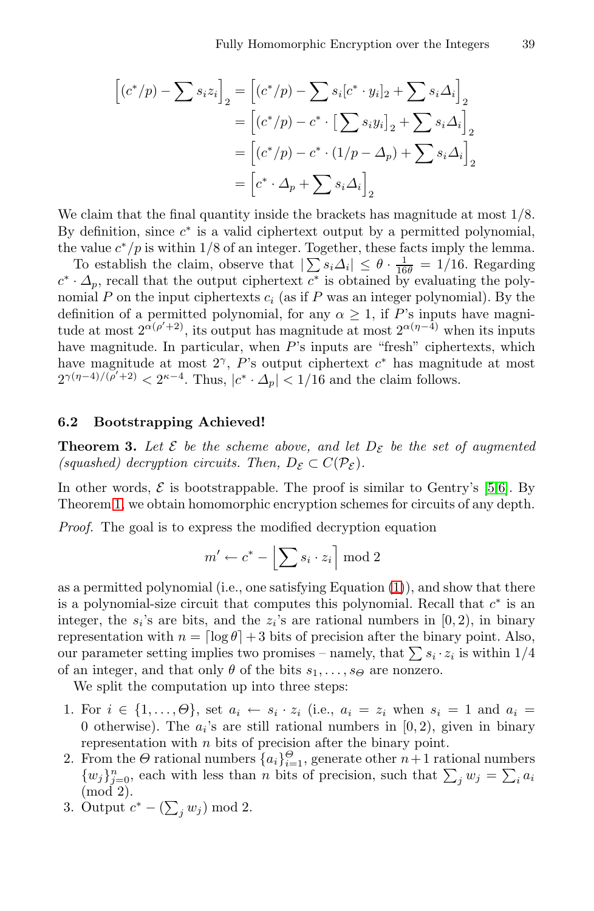$$
\begin{aligned}
\left[(c^*/p) - \sum s_i z_i\right]_2 &= \left[(c^*/p) - \sum s_i [c^* \cdot y_i]_2 + \sum s_i \Delta_i\right]_2 \\
&= \left[(c^*/p) - c^* \cdot \left[\sum s_i y_i\right]_2 + \sum s_i \Delta_i\right]_2 \\
&= \left[(c^*/p) - c^* \cdot (1/p - \Delta_p) + \sum s_i \Delta_i\right]_2 \\
&= \left[c^* \cdot \Delta_p + \sum s_i \Delta_i\right]_2
\end{aligned}
$$

We claim that the final quantity inside the brackets has magnitude at most $1/8$. By definition, since $c^*$ is a valid ciphertext output by a permitted polynomial, the value $c^*/p$ is within $1/8$ of an integer. Together, these facts imply the lemma.

To establish the claim, observe that $|\sum s_i \Delta_i| \leq \theta \cdot \frac{1}{16\theta} = 1/16$. Regarding $c^* \cdot \Delta_p$, recall that the output ciphertext $c^*$ is obtained by evaluating the polynomial $P$ on the input ciphertexts $c_i$ (as if $P$ was an integer polynomial). By the definition of a permitted polynomial, for any $\alpha \geq 1$, if $P$'s inputs have magnitude at most $2^{\alpha(\rho'+2)}$, its output has magnitude at most $2^{\alpha(\eta-4)}$ when its inputs have magnitude. In particular, when $P$'s inputs are "fresh" ciphertexts, which have magnitude at most $2^{\gamma}$, $P$'s output ciphertext $c^*$ has magnitude at most $2^{\gamma(\eta-4)/(\rho'+2)} < 2^{\kappa-4}$. Thus, $|c^* \cdot \Delta_p| < 1/16$ and the claim follows.

### 6.2 Bootstrapping Achieved!

**Theorem 3.** *Let $\mathcal{E}$ be the scheme above, and let $D_{\mathcal{E}}$ be the set of augmented (squashed) decryption circuits. Then, $D_{\mathcal{E}} \subset C(\mathcal{P}_{\mathcal{E}})$.*

In other words, $\mathcal{E}$ is bootstrappable. The proof is similar to Gentry's [5,6]. By Theorem 1, we obtain homomorphic encryption schemes for circuits of any depth.

*Proof.* The goal is to express the modified decryption equation

$$
m' \leftarrow c^* - \left\lfloor \sum s_i \cdot z_i \right\rceil \bmod 2
$$

as a permitted polynomial (i.e., one satisfying Equation (1)), and show that there is a polynomial-size circuit that computes this polynomial. Recall that $c^*$ is an integer, the $s_i$'s are bits, and the $z_i$'s are rational numbers in $[0, 2)$, in binary representation with $n = \lceil \log \theta \rceil + 3$ bits of precision after the binary point. Also, our parameter setting implies two promises – namely, that $\sum s_i \cdot z_i$ is within $1/4$ of an integer, and that only $\theta$ of the bits $s_1, \ldots, s_\Theta$ are nonzero.

We split the computation up into three steps:

1. For $i \in \{1, \ldots, \Theta\}$, set $a_i \leftarrow s_i \cdot z_i$ (i.e., $a_i = z_i$ when $s_i = 1$ and $a_i = 0$ otherwise). The $a_i$'s are still rational numbers in $[0, 2)$, given in binary representation with $n$ bits of precision after the binary point.
2. From the $\Theta$ rational numbers $\{a_i\}_{i=1}^{\Theta}$, generate other $n+1$ rational numbers $\{w_j\}_{j=0}^{n}$, each with less than $n$ bits of precision, such that $\sum_j w_j = \sum_i a_i \pmod 2$.
3. Output $c^* - (\sum_j w_j) \bmod 2$.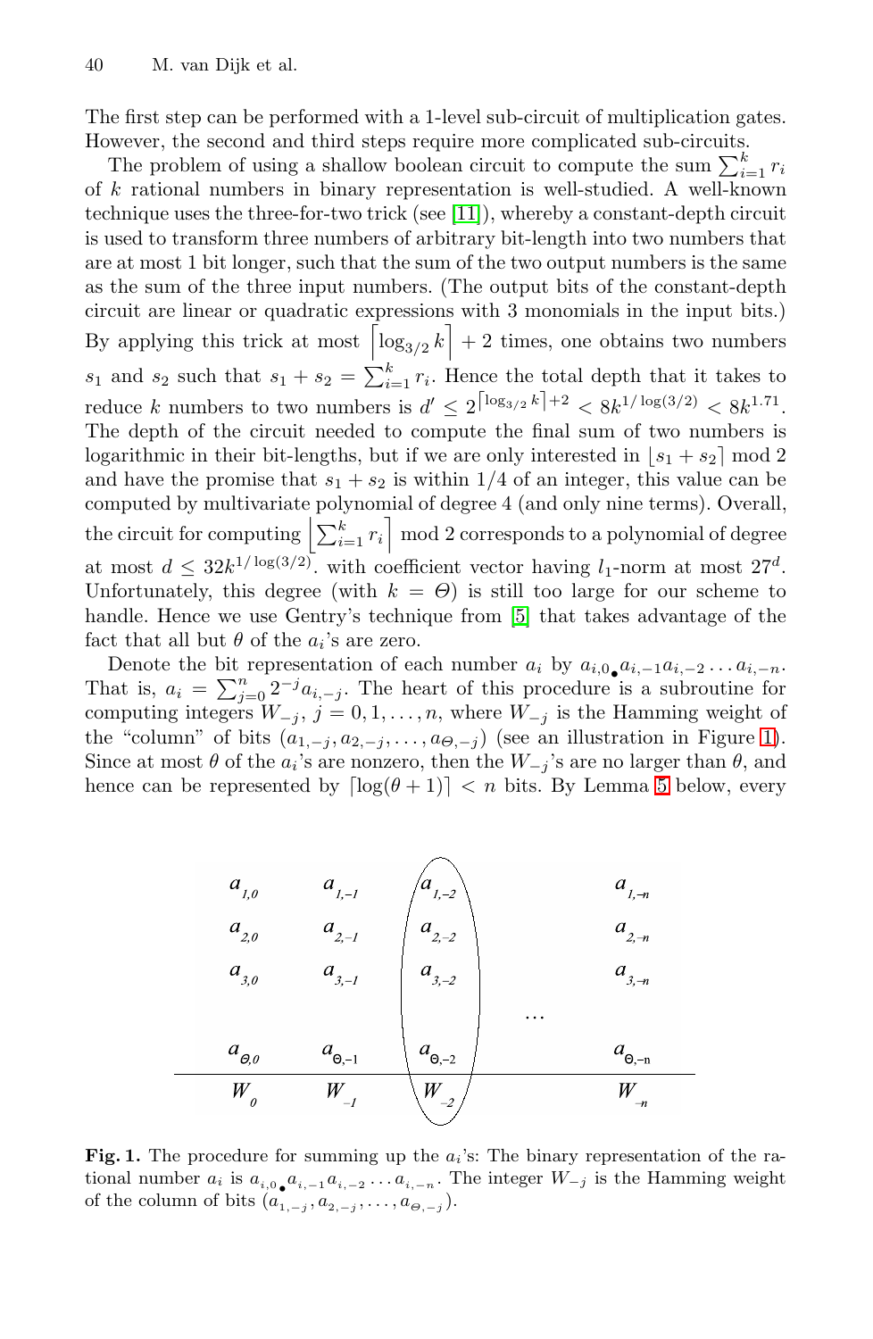The first step can be performed with a 1-level sub-circuit of multiplication gates. However, the second and third steps require more complicated sub-circuits.

The problem of using a shallow boolean circuit to compute the sum $\sum_{i=1}^{k} r_i$ of $k$ rational numbers in binary representation is well-studied. A well-known technique uses the three-for-two trick (see [11]), whereby a constant-depth circuit is used to transform three numbers of arbitrary bit-length into two numbers that are at most 1 bit longer, such that the sum of the two output numbers is the same as the sum of the three input numbers. (The output bits of the constant-depth circuit are linear or quadratic expressions with 3 monomials in the input bits.) By applying this trick at most $\lceil \log_{3/2} k \rceil + 2$ times, one obtains two numbers $s_1$ and $s_2$ such that $s_1 + s_2 = \sum_{i=1}^{k} r_i$. Hence the total depth that it takes to reduce $k$ numbers to two numbers is $d' \leq 2^{\lceil \log_{3/2} k \rceil + 2} < 8k^{1/\log(3/2)} < 8k^{1.71}$. The depth of the circuit needed to compute the final sum of two numbers is logarithmic in their bit-lengths, but if we are only interested in $\lfloor s_1 + s_2 \rceil \bmod 2$ and have the promise that $s_1 + s_2$ is within 1/4 of an integer, this value can be computed by multivariate polynomial of degree 4 (and only nine terms). Overall, the circuit for computing $\left\lfloor \sum_{i=1}^{k} r_i \right\rceil \bmod 2$ corresponds to a polynomial of degree at most $d \leq 32k^{1/\log(3/2)}$. with coefficient vector having $l_1$-norm at most $27^d$. Unfortunately, this degree (with $k = \Theta$) is still too large for our scheme to handle. Hence we use Gentry's technique from [5] that takes advantage of the fact that all but $\theta$ of the $a_i$'s are zero.

Denote the bit representation of each number $a_i$ by $a_{i,0\bullet}a_{i,-1}a_{i,-2}\dots a_{i,-n}$. That is, $a_i = \sum_{j=0}^{n} 2^{-j} a_{i,-j}$. The heart of this procedure is a subroutine for computing integers $W_{-j}$, $j = 0, 1, \dots, n$, where $W_{-j}$ is the Hamming weight of the "column" of bits $(a_{1,-j}, a_{2,-j}, \dots, a_{\Theta,-j})$ (see an illustration in Figure 1). Since at most $\theta$ of the $a_i$'s are nonzero, then the $W_{-j}$'s are no larger than $\theta$, and hence can be represented by $\lceil \log(\theta + 1) \rceil < n$ bits. By Lemma 5 below, every

| $a_{1,0}$ | $a_{1,-1}$ | $a_{1,-2}$ | | $a_{1,-n}$ |
|---|---|---|---|---|
| $a_{2,0}$ | $a_{2,-1}$ | $a_{2,-2}$ | | $a_{2,-n}$ |
| $a_{3,0}$ | $a_{3,-1}$ | $a_{3,-2}$ | | $a_{3,-n}$ |
| | | | ... | |
| $a_{\Theta,0}$ | $a_{\Theta,-1}$ | $a_{\Theta,-2}$ | | $a_{\Theta,-n}$ |
| $W_0$ | $W_{-1}$ | $W_{-2}$ | | $W_{-n}$ |

**Fig. 1.** The procedure for summing up the $a_i$'s: The binary representation of the rational number $a_i$ is $a_{i,0\bullet}a_{i,-1}a_{i,-2}\dots a_{i,-n}$. The integer $W_{-j}$ is the Hamming weight of the column of bits $(a_{1,-j}, a_{2,-j}, \dots, a_{\Theta,-j})$.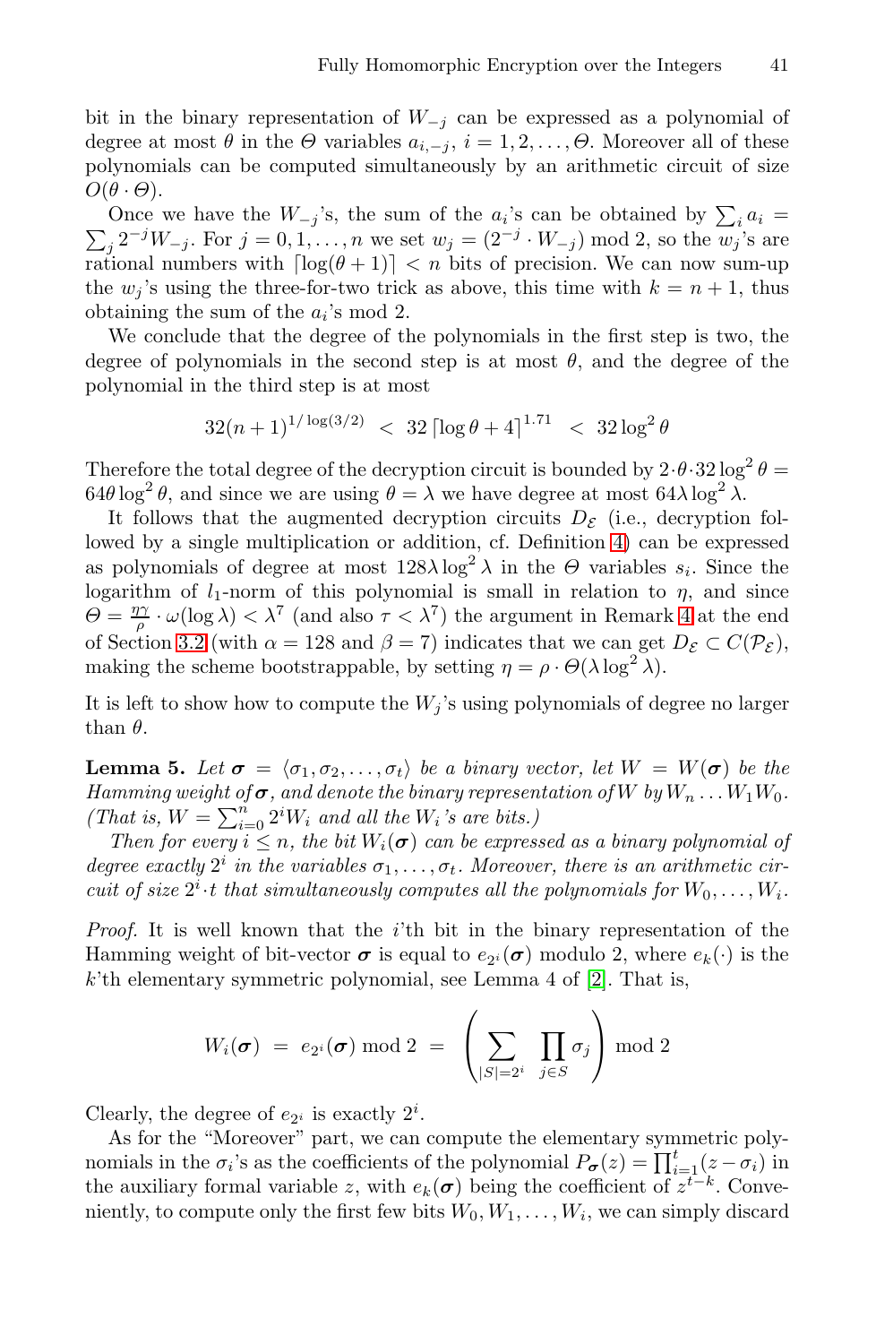bit in the binary representation of $W_{-j}$ can be expressed as a polynomial of degree at most $\theta$ in the $\Theta$ variables $a_{i,-j}$, $i = 1, 2, \ldots, \Theta$. Moreover all of these polynomials can be computed simultaneously by an arithmetic circuit of size $O(\theta \cdot \Theta)$.

Once we have the $W_{-j}$'s, the sum of the $a_i$'s can be obtained by $\sum_i a_i = \sum_j 2^{-j} W_{-j}$. For $j = 0, 1, \ldots, n$ we set $w_j = (2^{-j} \cdot W_{-j}) \bmod 2$, so the $w_j$'s are rational numbers with $\lceil \log(\theta + 1) \rceil < n$ bits of precision. We can now sum-up the $w_j$'s using the three-for-two trick as above, this time with $k = n + 1$, thus obtaining the sum of the $a_i$'s mod 2.

We conclude that the degree of the polynomials in the first step is two, the degree of polynomials in the second step is at most $\theta$, and the degree of the polynomial in the third step is at most

$$32(n+1)^{1/\log(3/2)} \;<\; 32 \left\lceil \log \theta + 4 \right\rceil^{1.71} \;<\; 32 \log^2 \theta$$

Therefore the total degree of the decryption circuit is bounded by $2 \cdot \theta \cdot 32 \log^2 \theta = 64 \theta \log^2 \theta$, and since we are using $\theta = \lambda$ we have degree at most $64 \lambda \log^2 \lambda$.

It follows that the augmented decryption circuits $D_{\mathcal{E}}$ (i.e., decryption followed by a single multiplication or addition, cf. Definition 4) can be expressed as polynomials of degree at most $128 \lambda \log^2 \lambda$ in the $\Theta$ variables $s_i$. Since the logarithm of $l_1$-norm of this polynomial is small in relation to $\eta$, and since $\Theta = \frac{\eta \gamma}{\rho} \cdot \omega(\log \lambda) < \lambda^7$ (and also $\tau < \lambda^7$) the argument in Remark 4 at the end of Section 3.2 (with $\alpha = 128$ and $\beta = 7$) indicates that we can get $D_{\mathcal{E}} \subset C(\mathcal{P}_{\mathcal{E}})$, making the scheme bootstrappable, by setting $\eta = \rho \cdot \Theta(\lambda \log^2 \lambda)$.

It is left to show how to compute the $W_j$'s using polynomials of degree no larger than $\theta$.

**Lemma 5.** *Let $\boldsymbol{\sigma} = \langle \sigma_1, \sigma_2, \ldots, \sigma_t \rangle$ be a binary vector, let $W = W(\boldsymbol{\sigma})$ be the Hamming weight of $\boldsymbol{\sigma}$, and denote the binary representation of $W$ by $W_n \ldots W_1 W_0$. (That is, $W = \sum_{i=0}^{n} 2^i W_i$ and all the $W_i$'s are bits.)*

*Then for every $i \le n$, the bit $W_i(\boldsymbol{\sigma})$ can be expressed as a binary polynomial of degree exactly $2^i$ in the variables $\sigma_1, \ldots, \sigma_t$. Moreover, there is an arithmetic circuit of size $2^i \cdot t$ that simultaneously computes all the polynomials for $W_0, \ldots, W_i$.*

*Proof.* It is well known that the $i$'th bit in the binary representation of the Hamming weight of bit-vector $\boldsymbol{\sigma}$ is equal to $e_{2^i}(\boldsymbol{\sigma})$ modulo 2, where $e_k(\cdot)$ is the $k$'th elementary symmetric polynomial, see Lemma 4 of [2]. That is,

$$W_i(\boldsymbol{\sigma}) \;=\; e_{2^i}(\boldsymbol{\sigma}) \bmod 2 \;=\; \left( \sum_{|S|=2^i} \; \prod_{j \in S} \sigma_j \right) \bmod 2$$

Clearly, the degree of $e_{2^i}$ is exactly $2^i$.

As for the "Moreover" part, we can compute the elementary symmetric polynomials in the $\sigma_i$'s as the coefficients of the polynomial $P_{\boldsymbol{\sigma}}(z) = \prod_{i=1}^{t}(z - \sigma_i)$ in the auxiliary formal variable $z$, with $e_k(\boldsymbol{\sigma})$ being the coefficient of $z^{t-k}$. Conveniently, to compute only the first few bits $W_0, W_1, \ldots, W_i$, we can simply discard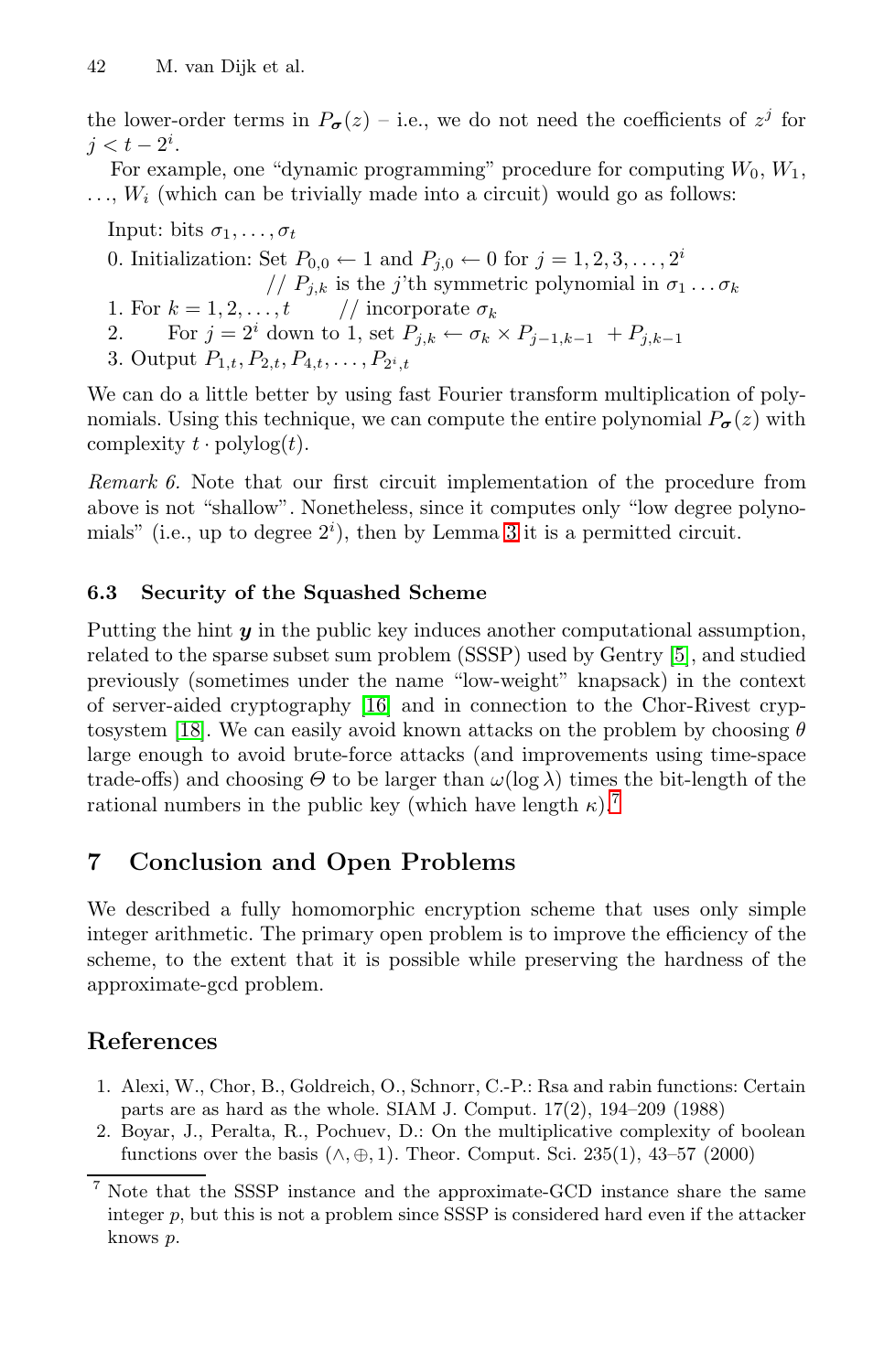the lower-order terms in $P_{\boldsymbol{\sigma}}(z)$ – i.e., we do not need the coefficients of $z^j$ for $j < t - 2^i$.

For example, one "dynamic programming" procedure for computing $W_0$, $W_1$, ..., $W_i$ (which can be trivially made into a circuit) would go as follows:

Input: bits $\sigma_1, \ldots, \sigma_t$

0. Initialization: Set $P_{0,0} \leftarrow 1$ and $P_{j,0} \leftarrow 0$ for $j = 1, 2, 3, \ldots, 2^i$
   // $P_{j,k}$ is the $j$'th symmetric polynomial in $\sigma_1 \ldots \sigma_k$
1. For $k = 1, 2, \ldots, t$   // incorporate $\sigma_k$
2. For $j = 2^i$ down to 1, set $P_{j,k} \leftarrow \sigma_k \times P_{j-1,k-1} + P_{j,k-1}$
3. Output $P_{1,t}, P_{2,t}, P_{4,t}, \ldots, P_{2^i,t}$

We can do a little better by using fast Fourier transform multiplication of polynomials. Using this technique, we can compute the entire polynomial $P_{\boldsymbol{\sigma}}(z)$ with complexity $t \cdot \text{polylog}(t)$.

*Remark 6.* Note that our first circuit implementation of the procedure from above is not "shallow". Nonetheless, since it computes only "low degree polynomials" (i.e., up to degree $2^i$), then by Lemma 3 it is a permitted circuit.

### 6.3 Security of the Squashed Scheme

Putting the hint $\boldsymbol{y}$ in the public key induces another computational assumption, related to the sparse subset sum problem (SSSP) used by Gentry [5], and studied previously (sometimes under the name "low-weight" knapsack) in the context of server-aided cryptography [16] and in connection to the Chor-Rivest cryptosystem [18]. We can easily avoid known attacks on the problem by choosing $\theta$ large enough to avoid brute-force attacks (and improvements using time-space trade-offs) and choosing $\Theta$ to be larger than $\omega(\log \lambda)$ times the bit-length of the rational numbers in the public key (which have length $\kappa$).[7]

## 7 Conclusion and Open Problems

We described a fully homomorphic encryption scheme that uses only simple integer arithmetic. The primary open problem is to improve the efficiency of the scheme, to the extent that it is possible while preserving the hardness of the approximate-gcd problem.

## References

1. Alexi, W., Chor, B., Goldreich, O., Schnorr, C.-P.: Rsa and rabin functions: Certain parts are as hard as the whole. SIAM J. Comput. 17(2), 194–209 (1988)
2. Boyar, J., Peralta, R., Pochuev, D.: On the multiplicative complexity of boolean functions over the basis $(\wedge, \oplus, 1)$. Theor. Comput. Sci. 235(1), 43–57 (2000)

[7] Note that the SSSP instance and the approximate-GCD instance share the same integer $p$, but this is not a problem since SSSP is considered hard even if the attacker knows $p$.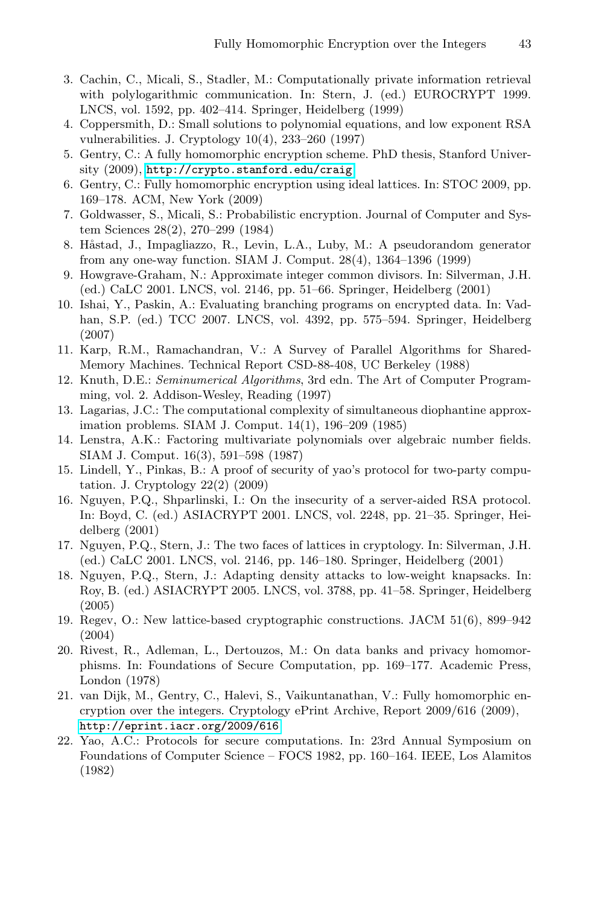3. Cachin, C., Micali, S., Stadler, M.: Computationally private information retrieval with polylogarithmic communication. In: Stern, J. (ed.) EUROCRYPT 1999. LNCS, vol. 1592, pp. 402–414. Springer, Heidelberg (1999)
4. Coppersmith, D.: Small solutions to polynomial equations, and low exponent RSA vulnerabilities. J. Cryptology 10(4), 233–260 (1997)
5. Gentry, C.: A fully homomorphic encryption scheme. PhD thesis, Stanford University (2009), http://crypto.stanford.edu/craig
6. Gentry, C.: Fully homomorphic encryption using ideal lattices. In: STOC 2009, pp. 169–178. ACM, New York (2009)
7. Goldwasser, S., Micali, S.: Probabilistic encryption. Journal of Computer and System Sciences 28(2), 270–299 (1984)
8. Håstad, J., Impagliazzo, R., Levin, L.A., Luby, M.: A pseudorandom generator from any one-way function. SIAM J. Comput. 28(4), 1364–1396 (1999)
9. Howgrave-Graham, N.: Approximate integer common divisors. In: Silverman, J.H. (ed.) CaLC 2001. LNCS, vol. 2146, pp. 51–66. Springer, Heidelberg (2001)
10. Ishai, Y., Paskin, A.: Evaluating branching programs on encrypted data. In: Vadhan, S.P. (ed.) TCC 2007. LNCS, vol. 4392, pp. 575–594. Springer, Heidelberg (2007)
11. Karp, R.M., Ramachandran, V.: A Survey of Parallel Algorithms for Shared-Memory Machines. Technical Report CSD-88-408, UC Berkeley (1988)
12. Knuth, D.E.: *Seminumerical Algorithms*, 3rd edn. The Art of Computer Programming, vol. 2. Addison-Wesley, Reading (1997)
13. Lagarias, J.C.: The computational complexity of simultaneous diophantine approximation problems. SIAM J. Comput. 14(1), 196–209 (1985)
14. Lenstra, A.K.: Factoring multivariate polynomials over algebraic number fields. SIAM J. Comput. 16(3), 591–598 (1987)
15. Lindell, Y., Pinkas, B.: A proof of security of yao's protocol for two-party computation. J. Cryptology 22(2) (2009)
16. Nguyen, P.Q., Shparlinski, I.: On the insecurity of a server-aided RSA protocol. In: Boyd, C. (ed.) ASIACRYPT 2001. LNCS, vol. 2248, pp. 21–35. Springer, Heidelberg (2001)
17. Nguyen, P.Q., Stern, J.: The two faces of lattices in cryptology. In: Silverman, J.H. (ed.) CaLC 2001. LNCS, vol. 2146, pp. 146–180. Springer, Heidelberg (2001)
18. Nguyen, P.Q., Stern, J.: Adapting density attacks to low-weight knapsacks. In: Roy, B. (ed.) ASIACRYPT 2005. LNCS, vol. 3788, pp. 41–58. Springer, Heidelberg (2005)
19. Regev, O.: New lattice-based cryptographic constructions. JACM 51(6), 899–942 (2004)
20. Rivest, R., Adleman, L., Dertouzos, M.: On data banks and privacy homomorphisms. In: Foundations of Secure Computation, pp. 169–177. Academic Press, London (1978)
21. van Dijk, M., Gentry, C., Halevi, S., Vaikuntanathan, V.: Fully homomorphic encryption over the integers. Cryptology ePrint Archive, Report 2009/616 (2009), http://eprint.iacr.org/2009/616
22. Yao, A.C.: Protocols for secure computations. In: 23rd Annual Symposium on Foundations of Computer Science – FOCS 1982, pp. 160–164. IEEE, Los Alamitos (1982)